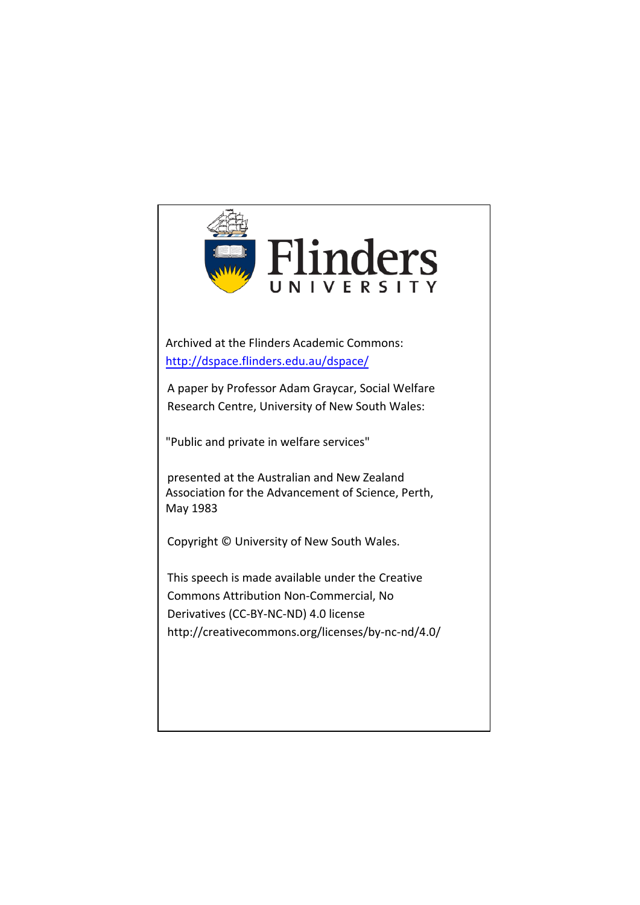Flinders UNIVERSITY

Archived at the Flinders Academic Commons: [http://dspace.flinders.edu.au/dspace/](http://dspace.flinders.edu.au/dspace/)

A paper by Professor Adam Graycar, Social Welfare Research Centre, University of New South Wales:

"Public and private in welfare services"

presented at the Australian and New Zealand Association for the Advancement of Science, Perth, May 1983

Copyright © University of New South Wales.

This speech is made available under the Creative Commons Attribution Non-Commercial, No Derivatives (CC-BY-NC-ND) 4.0 license http://creativecommons.org/licenses/by-nc-nd/4.0/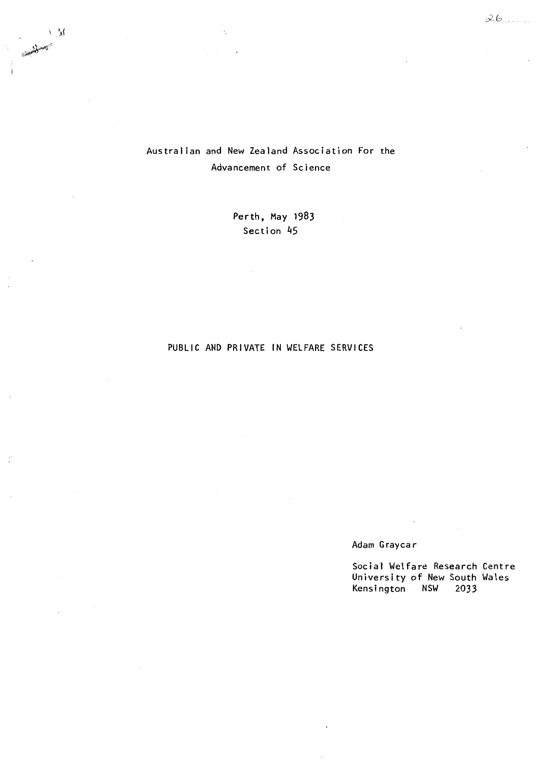Australian and New Zealand Association For the Advancement of Science

Perth, May 1983
Section 45

# PUBLIC AND PRIVATE IN WELFARE SERVICES

Adam Graycar

Social Welfare Research Centre
University of New South Wales
Kensington NSW 2033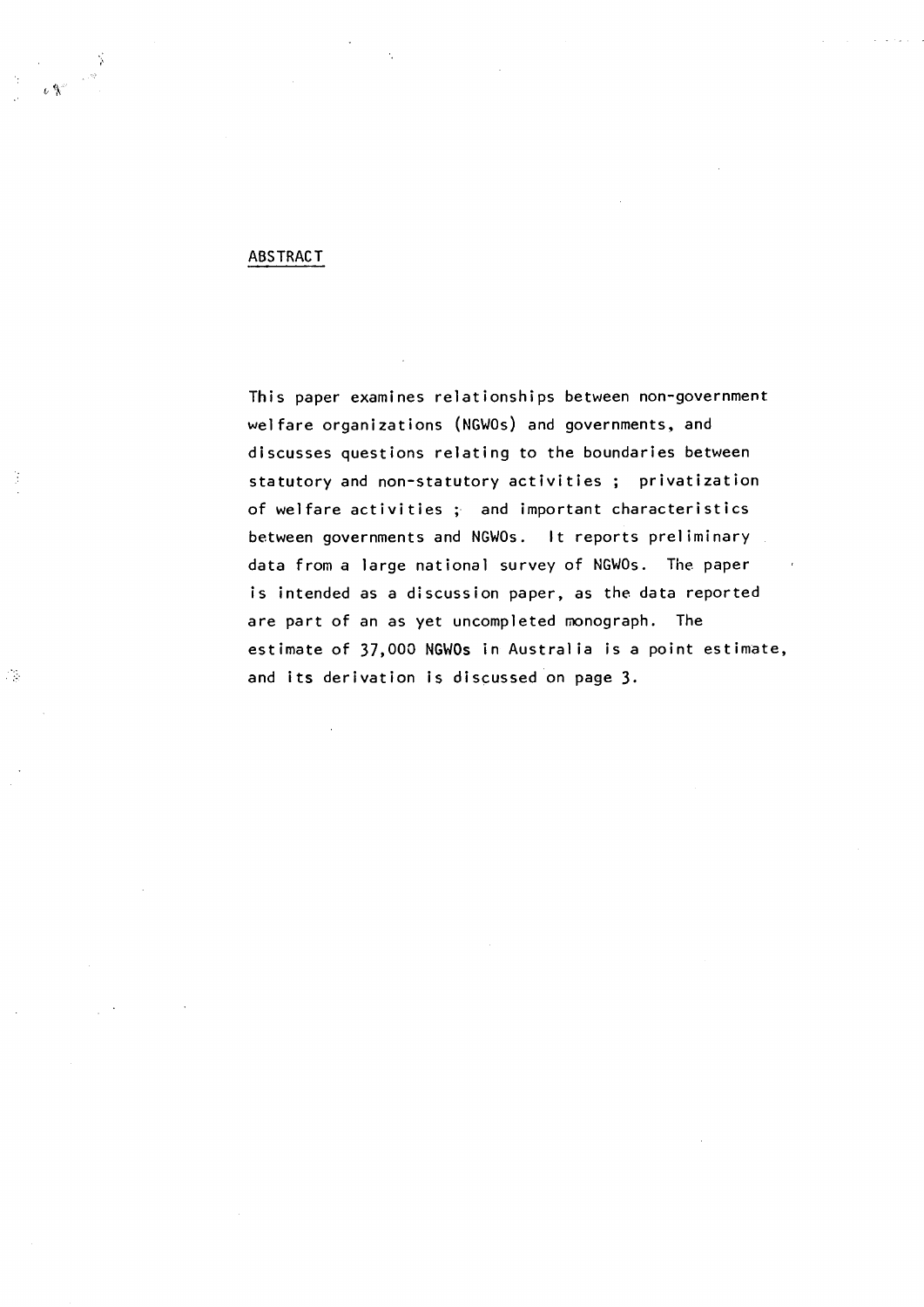## ABSTRACT

This paper examines relationships between non-government welfare organizations (NGWOs) and governments, and discusses questions relating to the boundaries between statutory and non-statutory activities ; privatization of welfare activities ; and important characteristics between governments and NGWOs. It reports preliminary data from a large national survey of NGWOs. The paper is intended as a discussion paper, as the data reported are part of an as yet uncompleted monograph. The estimate of 37,000 NGWOs in Australia is a point estimate, and its derivation is discussed on page 3.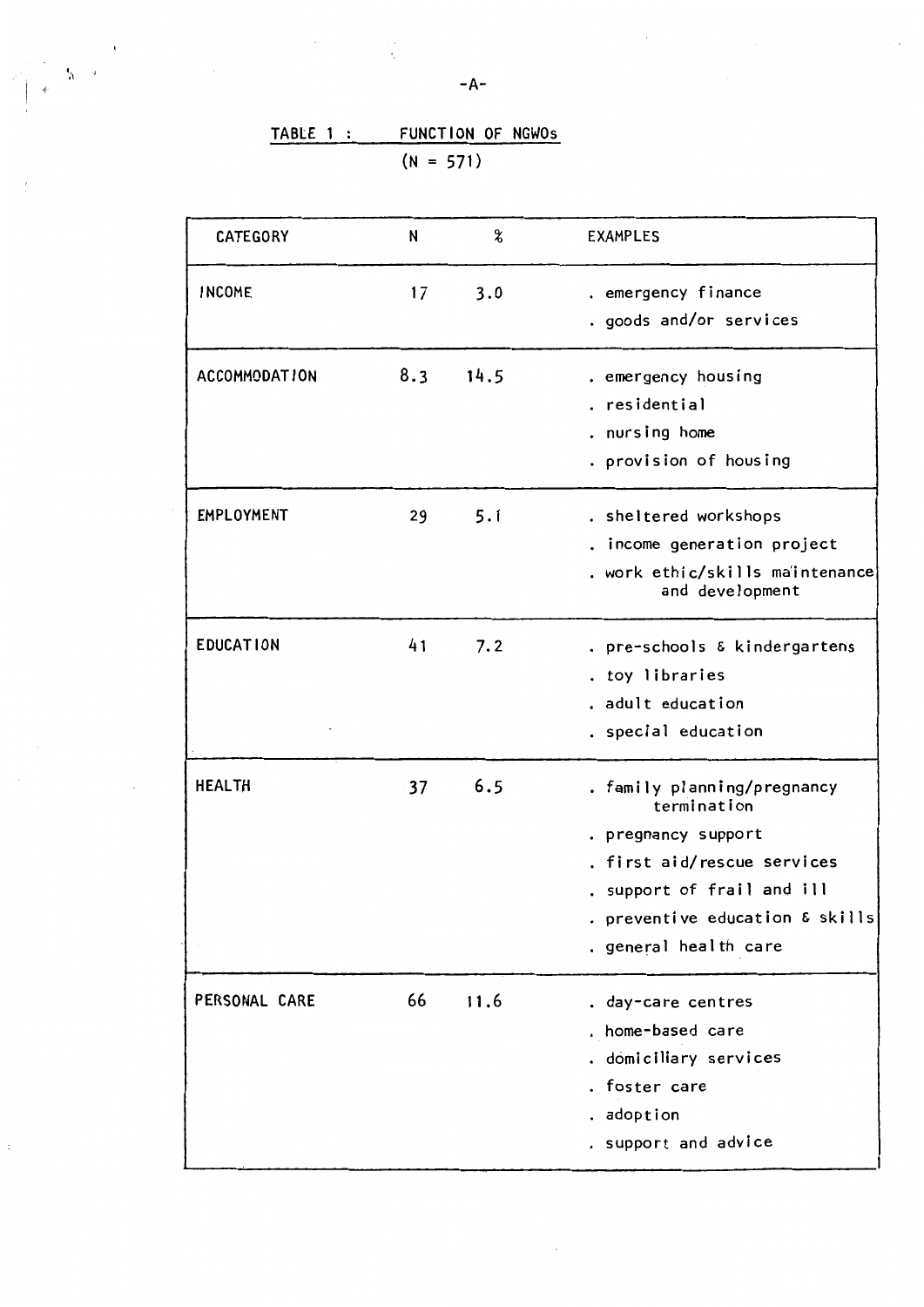TABLE 1 : FUNCTION OF NGWOs

(N = 571)

| CATEGORY | N | % | EXAMPLES |
|---|---|---|---|
| INCOME | 17 | 3.0 | . emergency finance<br>. goods and/or services |
| ACCOMMODATION | 8.3 | 14.5 | . emergency housing<br>. residential<br>. nursing home<br>. provision of housing |
| EMPLOYMENT | 29 | 5.1 | . sheltered workshops<br>. income generation project<br>. work ethic/skills maintenance and development |
| EDUCATION | 41 | 7.2 | . pre-schools & kindergartens<br>. toy libraries<br>. adult education<br>. special education |
| HEALTH | 37 | 6.5 | . family planning/pregnancy termination<br>. pregnancy support<br>. first aid/rescue services<br>. support of frail and ill<br>. preventive education & skills<br>. general health care |
| PERSONAL CARE | 66 | 11.6 | . day-care centres<br>. home-based care<br>. domiciliary services<br>. foster care<br>. adoption<br>. support and advice |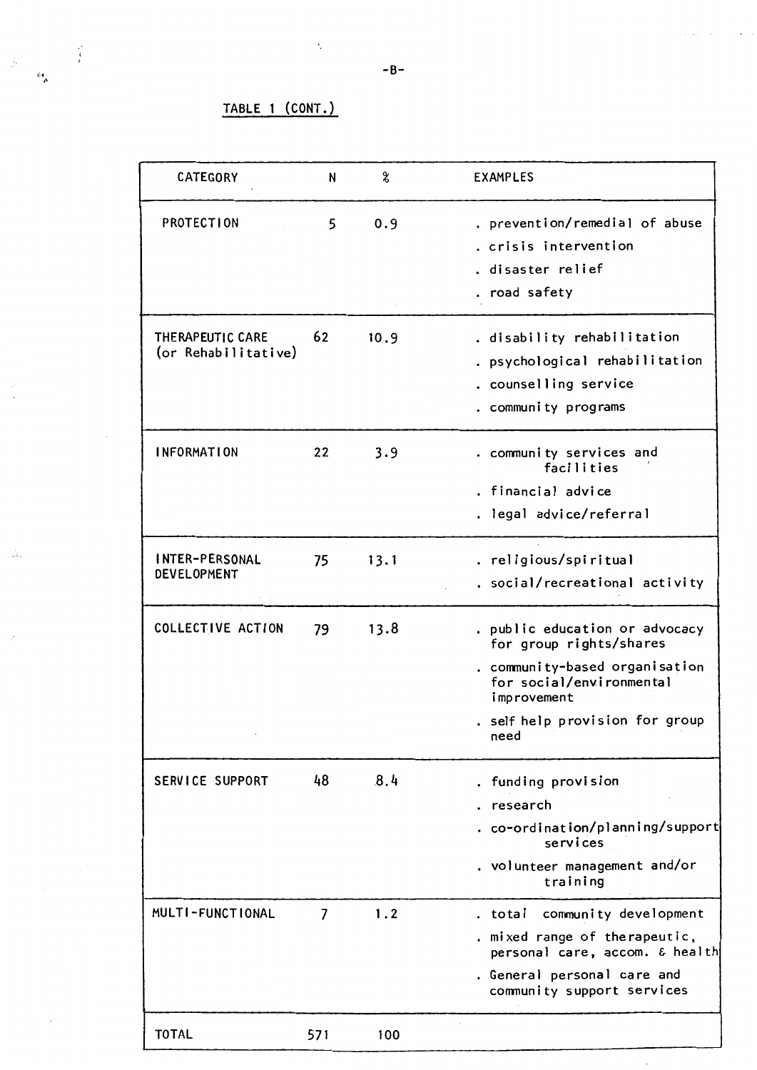TABLE 1 (CONT.)

| CATEGORY | N | % | EXAMPLES |
|---|---|---|---|
| PROTECTION | 5 | 0.9 | . prevention/remedial of abuse<br>. crisis intervention<br>. disaster relief<br>. road safety |
| THERAPEUTIC CARE (or Rehabilitative) | 62 | 10.9 | . disability rehabilitation<br>. psychological rehabilitation<br>. counselling service<br>. community programs |
| INFORMATION | 22 | 3.9 | . community services and facilities<br>. financial advice<br>. legal advice/referral |
| INTER-PERSONAL DEVELOPMENT | 75 | 13.1 | . religious/spiritual<br>. social/recreational activity |
| COLLECTIVE ACTION | 79 | 13.8 | . public education or advocacy for group rights/shares<br>. community-based organisation for social/environmental improvement<br>. self help provision for group need |
| SERVICE SUPPORT | 48 | 8.4 | . funding provision<br>. research<br>. co-ordination/planning/support services<br>. volunteer management and/or training |
| MULTI-FUNCTIONAL | 7 | 1.2 | . total community development<br>. mixed range of therapeutic, personal care, accom. & health<br>. General personal care and community support services |
| TOTAL | 571 | 100 | |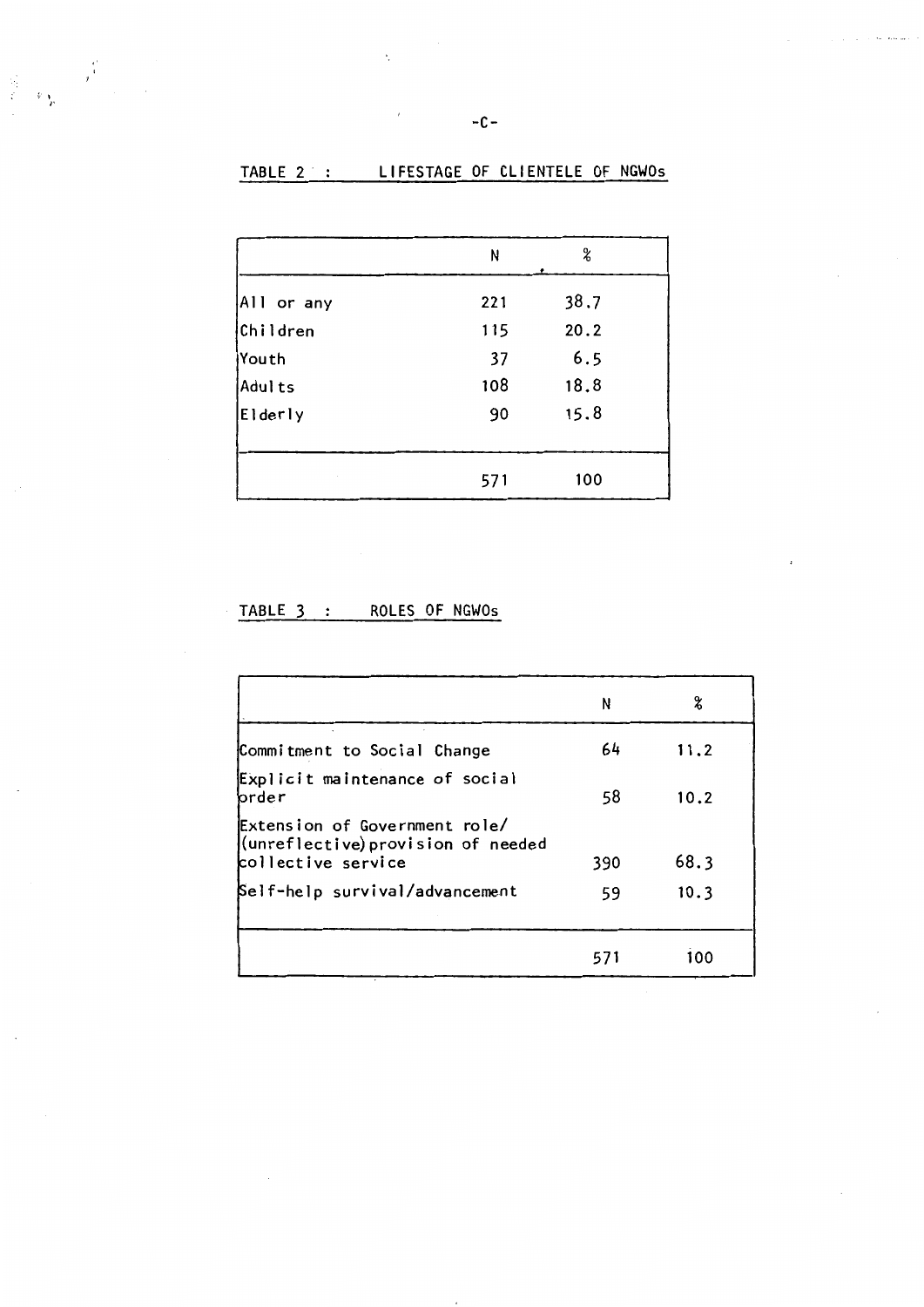TABLE 2 : LIFESTAGE OF CLIENTELE OF NGWOs

| | N | % |
|---|---|---|
| All or any | 221 | 38.7 |
| Children | 115 | 20.2 |
| Youth | 37 | 6.5 |
| Adults | 108 | 18.8 |
| Elderly | 90 | 15.8 |
| | 571 | 100 |

TABLE 3 : ROLES OF NGWOs

| | N | % |
|---|---|---|
| Commitment to Social Change | 64 | 11.2 |
| Explicit maintenance of social order | 58 | 10.2 |
| Extension of Government role/ (unreflective) provision of needed collective service | 390 | 68.3 |
| Self-help survival/advancement | 59 | 10.3 |
| | 571 | 100 |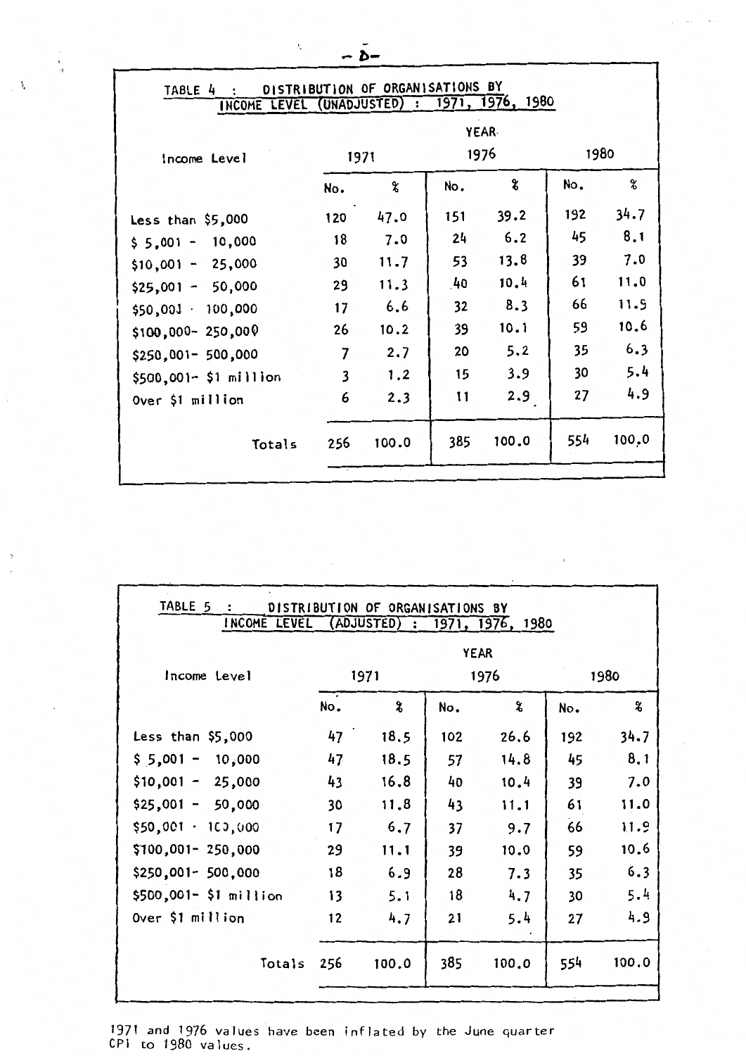**TABLE 4 : DISTRIBUTION OF ORGANISATIONS BY INCOME LEVEL (UNADJUSTED) : 1971, 1976, 1980**

| Income Level | YEAR | | | | | |
|---|---|---|---|---|---|---|
| | 1971 | | 1976 | | 1980 | |
| | No. | % | No. | % | No. | % |
| Less than $5,000 | 120 | 47.0 | 151 | 39.2 | 192 | 34.7 |
| $ 5,001 - 10,000 | 18 | 7.0 | 24 | 6.2 | 45 | 8.1 |
| $10,001 - 25,000 | 30 | 11.7 | 53 | 13.8 | 39 | 7.0 |
| $25,001 - 50,000 | 29 | 11.3 | 40 | 10.4 | 61 | 11.0 |
| $50,001 - 100,000 | 17 | 6.6 | 32 | 8.3 | 66 | 11.9 |
| $100,000- 250,000 | 26 | 10.2 | 39 | 10.1 | 59 | 10.6 |
| $250,001- 500,000 | 7 | 2.7 | 20 | 5.2 | 35 | 6.3 |
| $500,001- $1 million | 3 | 1.2 | 15 | 3.9 | 30 | 5.4 |
| Over $1 million | 6 | 2.3 | 11 | 2.9 | 27 | 4.9 |
| Totals | 256 | 100.0 | 385 | 100.0 | 554 | 100.0 |

**TABLE 5 : DISTRIBUTION OF ORGANISATIONS BY INCOME LEVEL (ADJUSTED) : 1971, 1976, 1980**

| Income Level | YEAR | | | | | |
|---|---|---|---|---|---|---|
| | 1971 | | 1976 | | 1980 | |
| | No. | % | No. | % | No. | % |
| Less than $5,000 | 47 | 18.5 | 102 | 26.6 | 192 | 34.7 |
| $ 5,001 - 10,000 | 47 | 18.5 | 57 | 14.8 | 45 | 8.1 |
| $10,001 - 25,000 | 43 | 16.8 | 40 | 10.4 | 39 | 7.0 |
| $25,001 - 50,000 | 30 | 11.8 | 43 | 11.1 | 61 | 11.0 |
| $50,001 - 100,000 | 17 | 6.7 | 37 | 9.7 | 66 | 11.9 |
| $100,001- 250,000 | 29 | 11.1 | 39 | 10.0 | 59 | 10.6 |
| $250,001- 500,000 | 18 | 6.9 | 28 | 7.3 | 35 | 6.3 |
| $500,001- $1 million | 13 | 5.1 | 18 | 4.7 | 30 | 5.4 |
| Over $1 million | 12 | 4.7 | 21 | 5.4 | 27 | 4.9 |
| Totals | 256 | 100.0 | 385 | 100.0 | 554 | 100.0 |

1971 and 1976 values have been inflated by the June quarter CPI to 1980 values.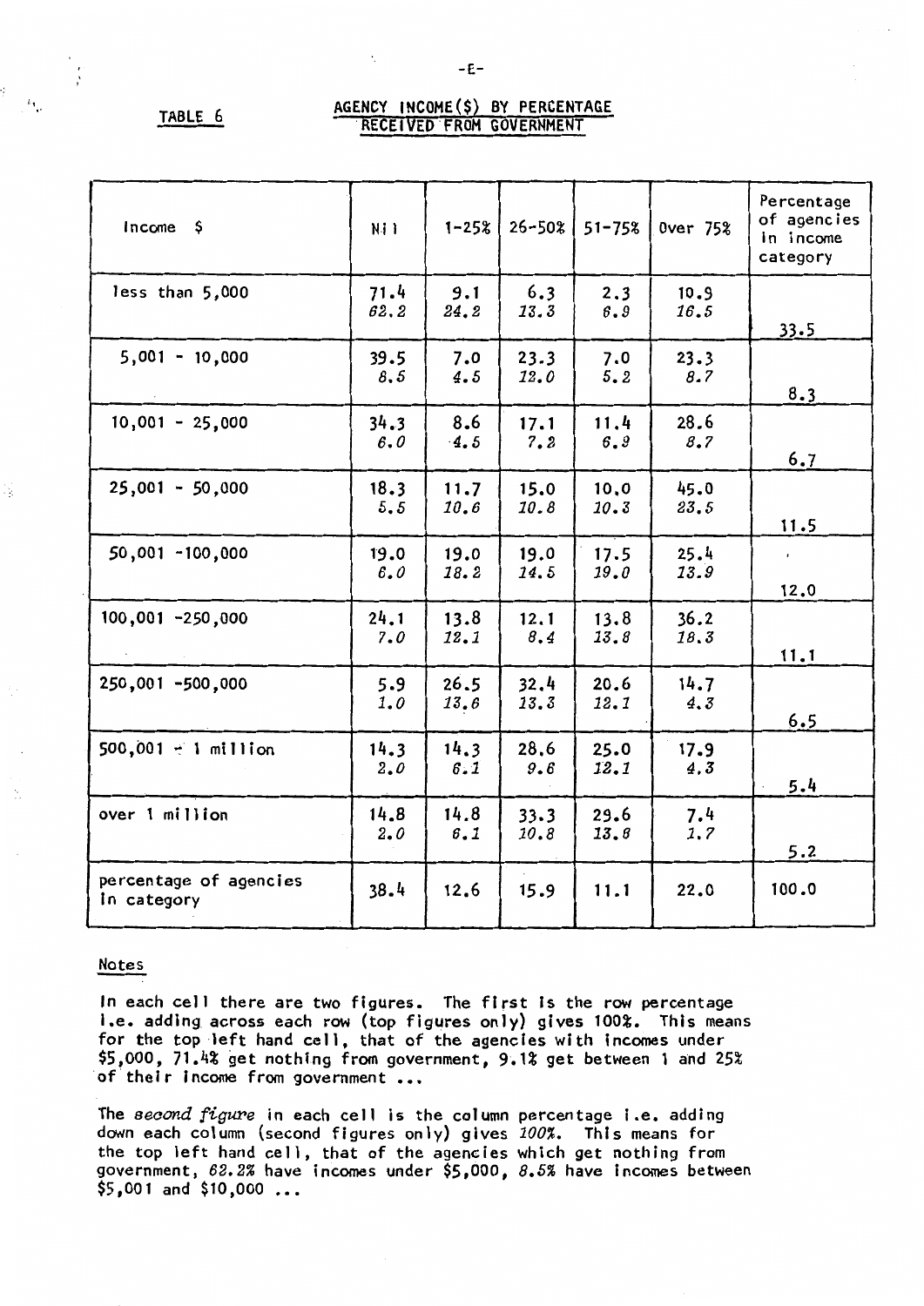**TABLE 6**

## AGENCY INCOME($) BY PERCENTAGE RECEIVED FROM GOVERNMENT

| Income $ | Nil | 1-25% | 26-50% | 51-75% | Over 75% | Percentage of agencies in income category |
|---|---|---|---|---|---|---|
| less than 5,000 | 71.4 *62.2* | 9.1 *24.2* | 6.3 *13.3* | 2.3 *6.9* | 10.9 *16.5* | 33.5 |
| 5,001 - 10,000 | 39.5 *8.5* | 7.0 *4.5* | 23.3 *12.0* | 7.0 *5.2* | 23.3 *8.7* | 8.3 |
| 10,001 - 25,000 | 34.3 *6.0* | 8.6 *4.5* | 17.1 *7.2* | 11.4 *6.9* | 28.6 *8.7* | 6.7 |
| 25,001 - 50,000 | 18.3 *5.5* | 11.7 *10.6* | 15.0 *10.8* | 10.0 *10.3* | 45.0 *23.5* | 11.5 |
| 50,001 -100,000 | 19.0 *6.0* | 19.0 *18.2* | 19.0 *14.5* | 17.5 *19.0* | 25.4 *13.9* | 12.0 |
| 100,001 -250,000 | 24.1 *7.0* | 13.8 *12.1* | 12.1 *8.4* | 13.8 *13.8* | 36.2 *18.3* | 11.1 |
| 250,001 -500,000 | 5.9 *1.0* | 26.5 *13.6* | 32.4 *13.3* | 20.6 *12.1* | 14.7 *4.3* | 6.5 |
| 500,001 - 1 million | 14.3 *2.0* | 14.3 *6.1* | 28.6 *9.6* | 25.0 *12.1* | 17.9 *4.3* | 5.4 |
| over 1 million | 14.8 *2.0* | 14.8 *6.1* | 33.3 *10.8* | 29.6 *13.8* | 7.4 *1.7* | 5.2 |
| percentage of agencies in category | 38.4 | 12.6 | 15.9 | 11.1 | 22.0 | 100.0 |

### Notes

In each cell there are two figures. The first is the row percentage i.e. adding across each row (top figures only) gives 100%. This means for the top left hand cell, that of the agencies with incomes under $5,000, 71.4% get nothing from government, 9.1% get between 1 and 25% of their income from government ...

The *second figure* in each cell is the column percentage i.e. adding down each column (second figures only) gives *100%*. This means for the top left hand cell, that of the agencies which get nothing from government, *62.2%* have incomes under $5,000, *8.5%* have incomes between $5,001 and $10,000 ...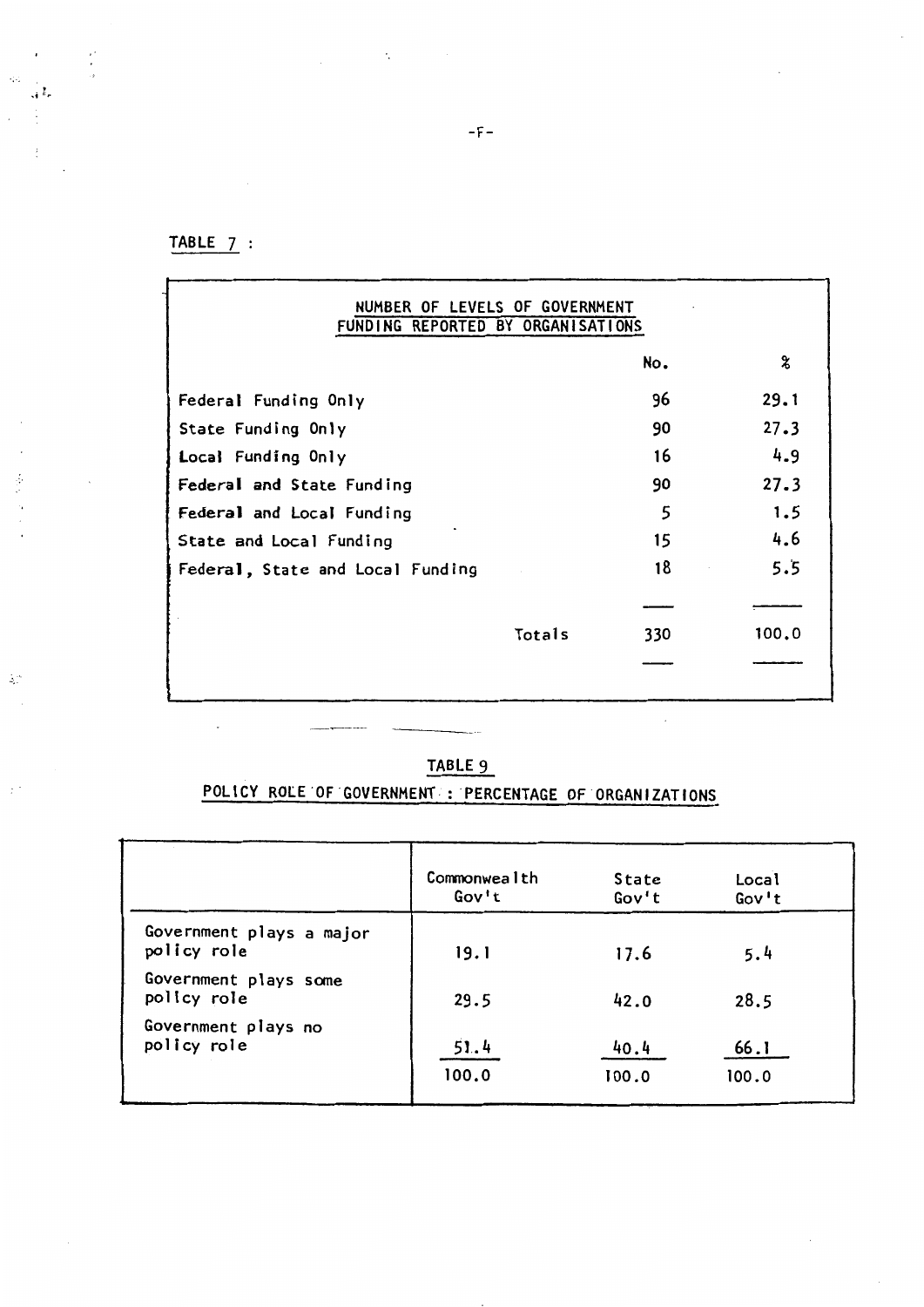TABLE 7 :

| NUMBER OF LEVELS OF GOVERNMENT FUNDING REPORTED BY ORGANISATIONS | No. | % |
|---|---|---|
| Federal Funding Only | 96 | 29.1 |
| State Funding Only | 90 | 27.3 |
| Local Funding Only | 16 | 4.9 |
| Federal and State Funding | 90 | 27.3 |
| Federal and Local Funding | 5 | 1.5 |
| State and Local Funding | 15 | 4.6 |
| Federal, State and Local Funding | 18 | 5.5 |
| Totals | 330 | 100.0 |

TABLE 9

POLICY ROLE OF GOVERNMENT : PERCENTAGE OF ORGANIZATIONS

| | Commonwealth Gov't | State Gov't | Local Gov't |
|---|---|---|---|
| Government plays a major policy role | 19.1 | 17.6 | 5.4 |
| Government plays some policy role | 29.5 | 42.0 | 28.5 |
| Government plays no policy role | 51.4 | 40.4 | 66.1 |
| | 100.0 | 100.0 | 100.0 |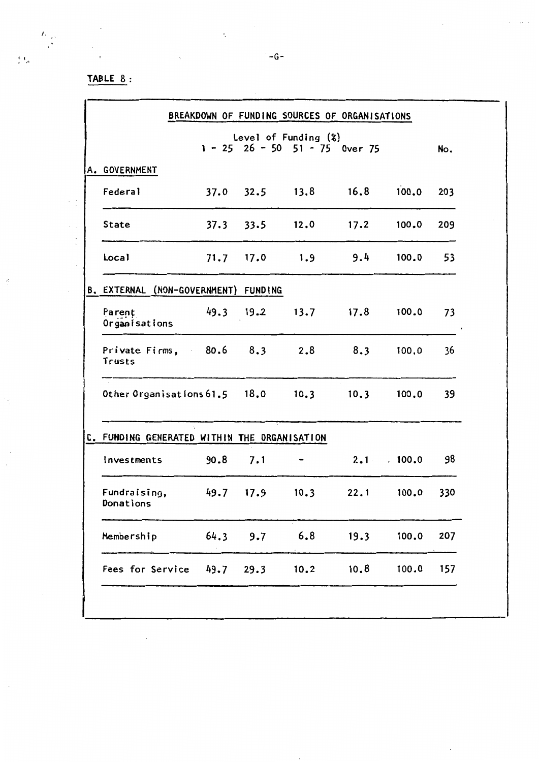TABLE 8 :

| BREAKDOWN OF FUNDING SOURCES OF ORGANISATIONS | Level of Funding (%) | | | | | |
|---|---|---|---|---|---|---|
| | 1 - 25 | 26 - 50 | 51 - 75 | Over 75 | | No. |
| **A. GOVERNMENT** | | | | | | |
| Federal | 37.0 | 32.5 | 13.8 | 16.8 | 100.0 | 203 |
| State | 37.3 | 33.5 | 12.0 | 17.2 | 100.0 | 209 |
| Local | 71.7 | 17.0 | 1.9 | 9.4 | 100.0 | 53 |
| **B. EXTERNAL (NON-GOVERNMENT) FUNDING** | | | | | | |
| Parent Organisations | 49.3 | 19.2 | 13.7 | 17.8 | 100.0 | 73 |
| Private Firms, Trusts | 80.6 | 8.3 | 2.8 | 8.3 | 100.0 | 36 |
| Other Organisations | 61.5 | 18.0 | 10.3 | 10.3 | 100.0 | 39 |
| **C. FUNDING GENERATED WITHIN THE ORGANISATION** | | | | | | |
| Investments | 90.8 | 7.1 | - | 2.1 | 100.0 | 98 |
| Fundraising, Donations | 49.7 | 17.9 | 10.3 | 22.1 | 100.0 | 330 |
| Membership | 64.3 | 9.7 | 6.8 | 19.3 | 100.0 | 207 |
| Fees for Service | 49.7 | 29.3 | 10.2 | 10.8 | 100.0 | 157 |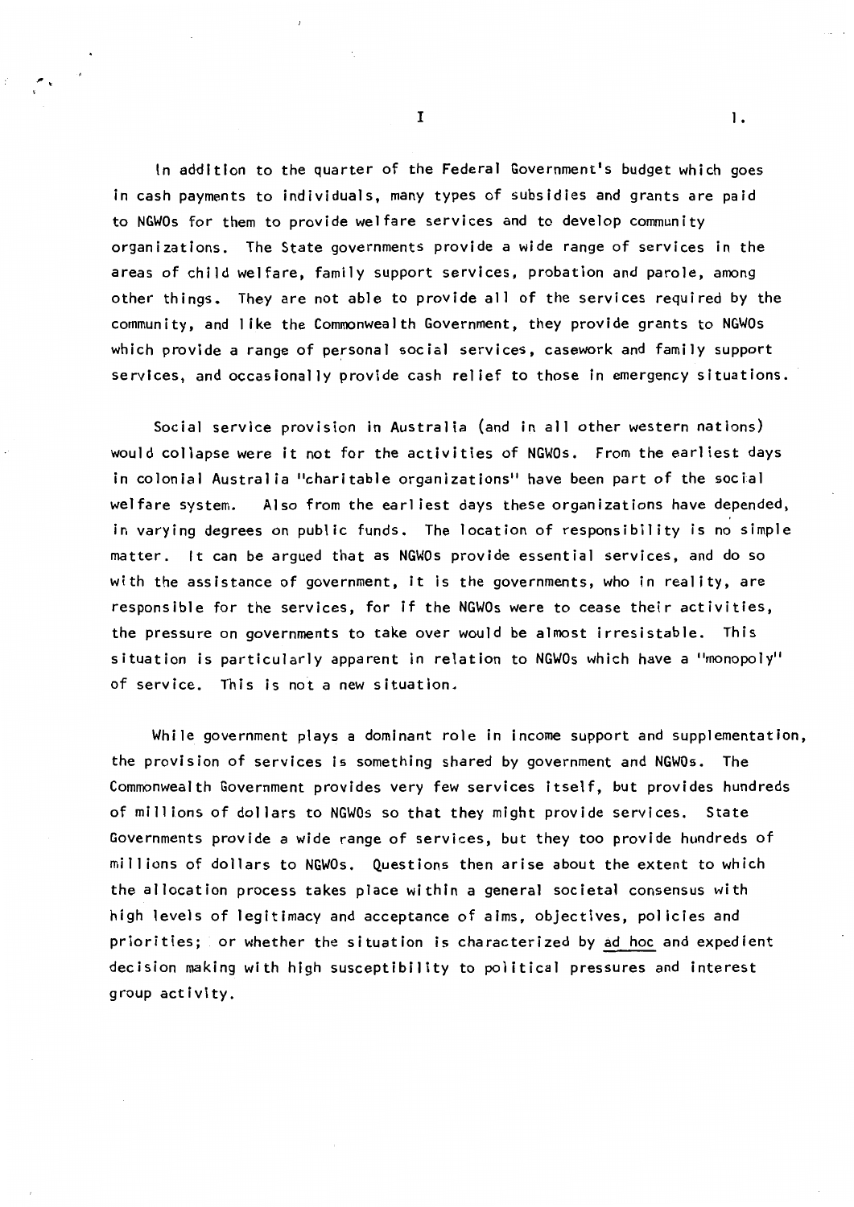In addition to the quarter of the Federal Government's budget which goes in cash payments to individuals, many types of subsidies and grants are paid to NGWOs for them to provide welfare services and to develop community organizations. The State governments provide a wide range of services in the areas of child welfare, family support services, probation and parole, among other things. They are not able to provide all of the services required by the community, and like the Commonwealth Government, they provide grants to NGWOs which provide a range of personal social services, casework and family support services, and occasionally provide cash relief to those in emergency situations.

Social service provision in Australia (and in all other western nations) would collapse were it not for the activities of NGWOs. From the earliest days in colonial Australia "charitable organizations" have been part of the social welfare system. Also from the earliest days these organizations have depended, in varying degrees on public funds. The location of responsibility is no simple matter. It can be argued that as NGWOs provide essential services, and do so with the assistance of government, it is the governments, who in reality, are responsible for the services, for if the NGWOs were to cease their activities, the pressure on governments to take over would be almost irresistable. This situation is particularly apparent in relation to NGWOs which have a "monopoly" of service. This is not a new situation.

While government plays a dominant role in income support and supplementation, the provision of services is something shared by government and NGWOs. The Commonwealth Government provides very few services itself, but provides hundreds of millions of dollars to NGWOs so that they might provide services. State Governments provide a wide range of services, but they too provide hundreds of millions of dollars to NGWOs. Questions then arise about the extent to which the allocation process takes place within a general societal consensus with high levels of legitimacy and acceptance of aims, objectives, policies and priorities; or whether the situation is characterized by ad hoc and expedient decision making with high susceptibility to political pressures and interest group activity.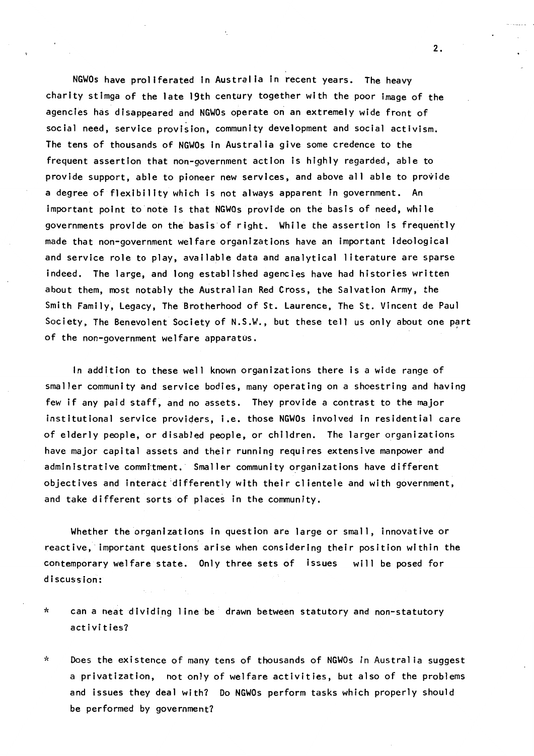NGWOs have proliferated in Australia in recent years. The heavy charity stimga of the late 19th century together with the poor image of the agencies has disappeared and NGWOs operate on an extremely wide front of social need, service provision, community development and social activism. The tens of thousands of NGWOs in Australia give some credence to the frequent assertion that non-government action is highly regarded, able to provide support, able to pioneer new services, and above all able to provide a degree of flexibility which is not always apparent in government. An important point to note is that NGWOs provide on the basis of need, while governments provide on the basis of right. While the assertion is frequently made that non-government welfare organizations have an important ideological and service role to play, available data and analytical literature are sparse indeed. The large, and long established agencies have had histories written about them, most notably the Australian Red Cross, the Salvation Army, the Smith Family, Legacy, The Brotherhood of St. Laurence, The St. Vincent de Paul Society, The Benevolent Society of N.S.W., but these tell us only about one part of the non-government welfare apparatus.

In addition to these well known organizations there is a wide range of smaller community and service bodies, many operating on a shoestring and having few if any paid staff, and no assets. They provide a contrast to the major institutional service providers, i.e. those NGWOs involved in residential care of elderly people, or disabled people, or children. The larger organizations have major capital assets and their running requires extensive manpower and administrative commitment. Smaller community organizations have different objectives and interact differently with their clientele and with government, and take different sorts of places in the community.

Whether the organizations in question are large or small, innovative or reactive, important questions arise when considering their position within the contemporary welfare state. Only three sets of issues will be posed for discussion:

* can a neat dividing line be drawn between statutory and non-statutory activities?

* Does the existence of many tens of thousands of NGWOs in Australia suggest a privatization, not only of welfare activities, but also of the problems and issues they deal with? Do NGWOs perform tasks which properly should be performed by government?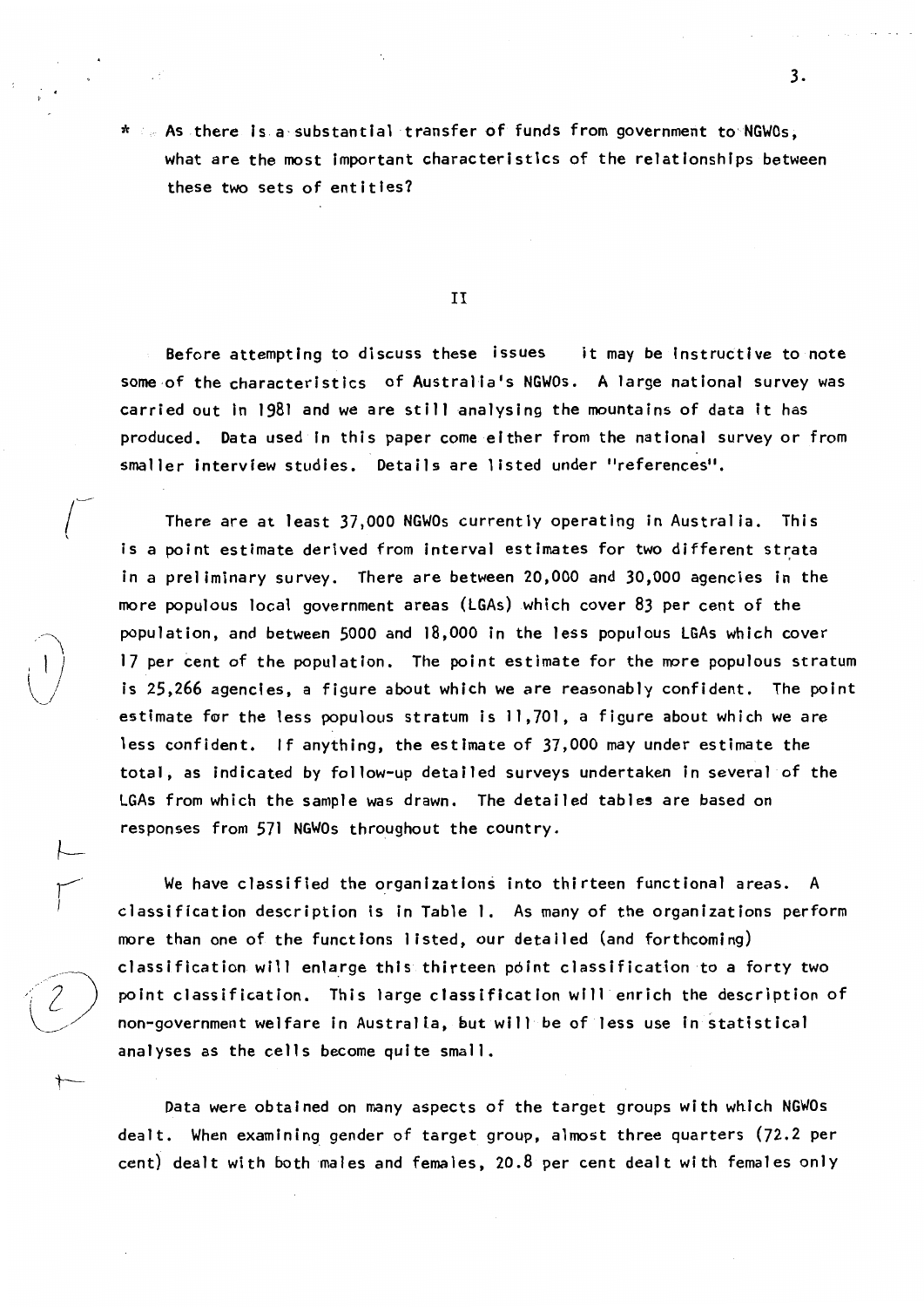* As there is a substantial transfer of funds from government to NGWOs, what are the most important characteristics of the relationships between these two sets of entities?

## II

Before attempting to discuss these issues it may be instructive to note some of the characteristics of Australia's NGWOs. A large national survey was carried out in 1981 and we are still analysing the mountains of data it has produced. Data used in this paper come either from the national survey or from smaller interview studies. Details are listed under "references".

There are at least 37,000 NGWOs currently operating in Australia. This is a point estimate derived from interval estimates for two different strata in a preliminary survey. There are between 20,000 and 30,000 agencies in the more populous local government areas (LGAs) which cover 83 per cent of the population, and between 5000 and 18,000 in the less populous LGAs which cover 17 per cent of the population. The point estimate for the more populous stratum is 25,266 agencies, a figure about which we are reasonably confident. The point estimate for the less populous stratum is 11,701, a figure about which we are less confident. If anything, the estimate of 37,000 may under estimate the total, as indicated by follow-up detailed surveys undertaken in several of the LGAs from which the sample was drawn. The detailed tables are based on responses from 571 NGWOs throughout the country.

We have classified the organizations into thirteen functional areas. A classification description is in Table 1. As many of the organizations perform more than one of the functions listed, our detailed (and forthcoming) classification will enlarge this thirteen point classification to a forty two point classification. This large classification will enrich the description of non-government welfare in Australia, but will be of less use in statistical analyses as the cells become quite small.

Data were obtained on many aspects of the target groups with which NGWOs dealt. When examining gender of target group, almost three quarters (72.2 per cent) dealt with both males and females, 20.8 per cent dealt with females only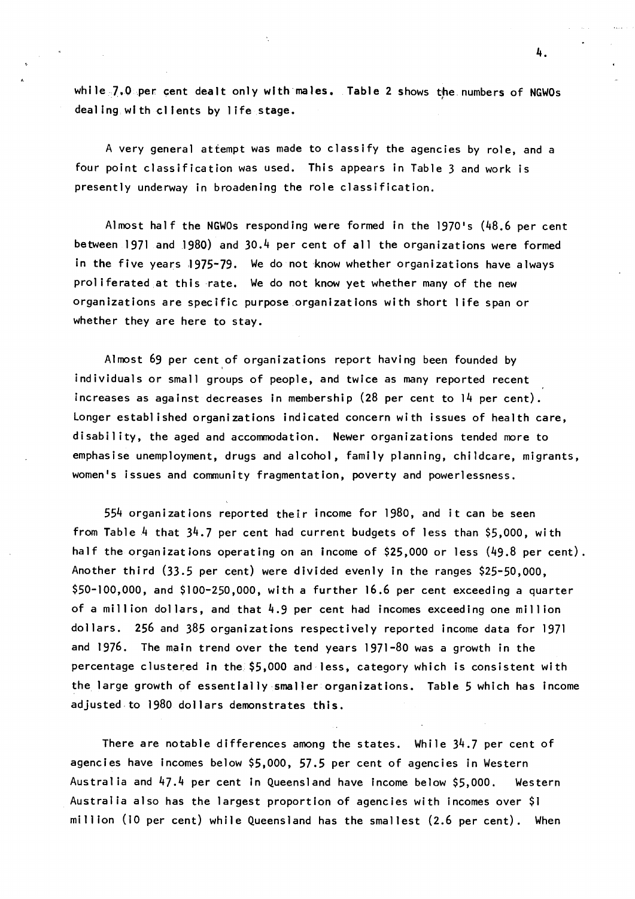while 7.0 per cent dealt only with males. Table 2 shows the numbers of NGWOs dealing with clients by life stage.

A very general attempt was made to classify the agencies by role, and a four point classification was used. This appears in Table 3 and work is presently underway in broadening the role classification.

Almost half the NGWOs responding were formed in the 1970's (48.6 per cent between 1971 and 1980) and 30.4 per cent of all the organizations were formed in the five years 1975-79. We do not know whether organizations have always proliferated at this rate. We do not know yet whether many of the new organizations are specific purpose organizations with short life span or whether they are here to stay.

Almost 69 per cent of organizations report having been founded by individuals or small groups of people, and twice as many reported recent increases as against decreases in membership (28 per cent to 14 per cent). Longer established organizations indicated concern with issues of health care, disability, the aged and accommodation. Newer organizations tended more to emphasise unemployment, drugs and alcohol, family planning, childcare, migrants, women's issues and community fragmentation, poverty and powerlessness.

554 organizations reported their income for 1980, and it can be seen from Table 4 that 34.7 per cent had current budgets of less than $5,000, with half the organizations operating on an income of $25,000 or less (49.8 per cent). Another third (33.5 per cent) were divided evenly in the ranges $25-50,000, $50-100,000, and $100-250,000, with a further 16.6 per cent exceeding a quarter of a million dollars, and that 4.9 per cent had incomes exceeding one million dollars. 256 and 385 organizations respectively reported income data for 1971 and 1976. The main trend over the tend years 1971-80 was a growth in the percentage clustered in the $5,000 and less, category which is consistent with the large growth of essentially smaller organizations. Table 5 which has income adjusted to 1980 dollars demonstrates this.

There are notable differences among the states. While 34.7 per cent of agencies have incomes below $5,000, 57.5 per cent of agencies in Western Australia and 47.4 per cent in Queensland have income below $5,000. Western Australia also has the largest proportion of agencies with incomes over $1 million (10 per cent) while Queensland has the smallest (2.6 per cent). When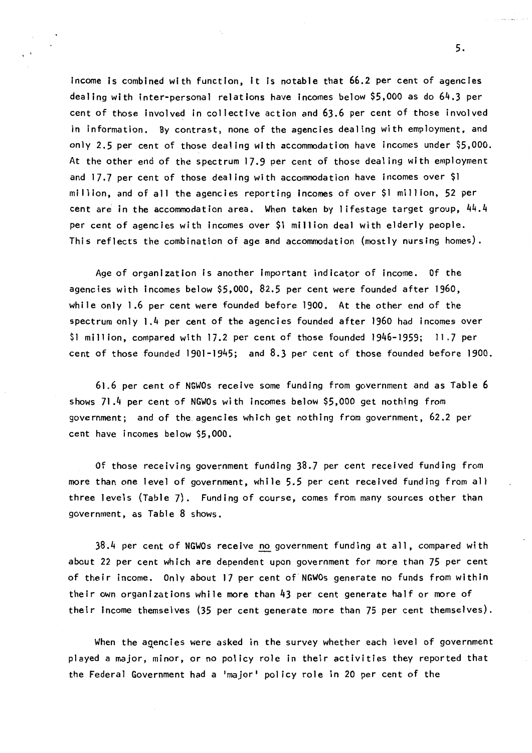income is combined with function, it is notable that 66.2 per cent of agencies dealing with inter-personal relations have incomes below $5,000 as do 64.3 per cent of those involved in collective action and 63.6 per cent of those involved in information. By contrast, none of the agencies dealing with employment, and only 2.5 per cent of those dealing with accommodation have incomes under $5,000. At the other end of the spectrum 17.9 per cent of those dealing with employment and 17.7 per cent of those dealing with accommodation have incomes over $1 million, and of all the agencies reporting incomes of over $1 million, 52 per cent are in the accommodation area. When taken by lifestage target group, 44.4 per cent of agencies with incomes over $1 million deal with elderly people. This reflects the combination of age and accommodation (mostly nursing homes).

Age of organization is another important indicator of income. Of the agencies with incomes below $5,000, 82.5 per cent were founded after 1960, while only 1.6 per cent were founded before 1900. At the other end of the spectrum only 1.4 per cent of the agencies founded after 1960 had incomes over $1 million, compared with 17.2 per cent of those founded 1946-1959; 11.7 per cent of those founded 1901-1945; and 8.3 per cent of those founded before 1900.

61.6 per cent of NGWOs receive some funding from government and as Table 6 shows 71.4 per cent of NGWOs with incomes below $5,000 get nothing from government; and of the agencies which get nothing from government, 62.2 per cent have incomes below $5,000.

Of those receiving government funding 38.7 per cent received funding from more than one level of government, while 5.5 per cent received funding from all three levels (Table 7). Funding of course, comes from many sources other than government, as Table 8 shows.

38.4 per cent of NGWOs receive <u>no</u> government funding at all, compared with about 22 per cent which are dependent upon government for more than 75 per cent of their income. Only about 17 per cent of NGWOs generate no funds from within their own organizations while more than 43 per cent generate half or more of their income themselves (35 per cent generate more than 75 per cent themselves).

When the agencies were asked in the survey whether each level of government played a major, minor, or no policy role in their activities they reported that the Federal Government had a 'major' policy role in 20 per cent of the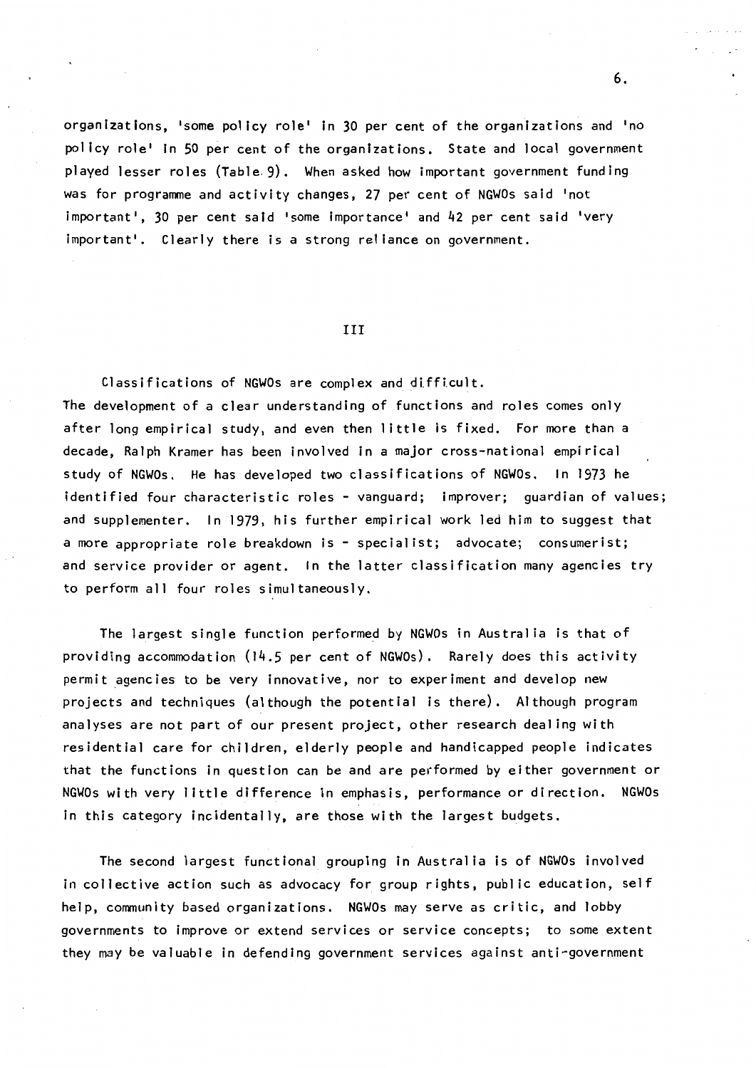organizations, 'some policy role' in 30 per cent of the organizations and 'no policy role' in 50 per cent of the organizations. State and local government played lesser roles (Table 9). When asked how important government funding was for programme and activity changes, 27 per cent of NGWOs said 'not important', 30 per cent said 'some importance' and 42 per cent said 'very important'. Clearly there is a strong reliance on government.

## III

Classifications of NGWOs are complex and difficult. The development of a clear understanding of functions and roles comes only after long empirical study, and even then little is fixed. For more than a decade, Ralph Kramer has been involved in a major cross-national empirical study of NGWOs. He has developed two classifications of NGWOs. In 1973 he identified four characteristic roles - vanguard; improver; guardian of values; and supplementer. In 1979, his further empirical work led him to suggest that a more appropriate role breakdown is - specialist; advocate; consumerist; and service provider or agent. In the latter classification many agencies try to perform all four roles simultaneously.

The largest single function performed by NGWOs in Australia is that of providing accommodation (14.5 per cent of NGWOs). Rarely does this activity permit agencies to be very innovative, nor to experiment and develop new projects and techniques (although the potential is there). Although program analyses are not part of our present project, other research dealing with residential care for children, elderly people and handicapped people indicates that the functions in question can be and are performed by either government or NGWOs with very little difference in emphasis, performance or direction. NGWOs in this category incidentally, are those with the largest budgets.

The second largest functional grouping in Australia is of NGWOs involved in collective action such as advocacy for group rights, public education, self help, community based organizations. NGWOs may serve as critic, and lobby governments to improve or extend services or service concepts; to some extent they may be valuable in defending government services against anti-government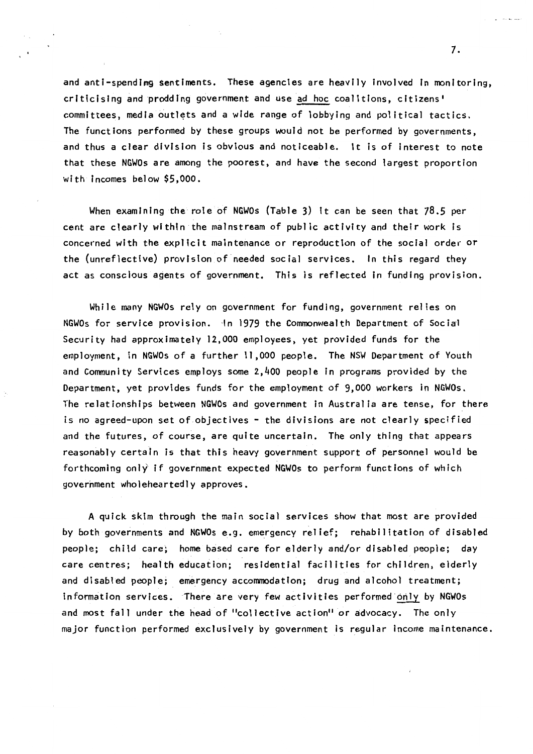and anti-spendimg sentiments. These agencies are heavily involved in monitoring, criticising and prodding government and use ad hoc coalitions, citizens' committees, media outlets and a wide range of lobbying and political tactics. The functions performed by these groups would not be performed by governments, and thus a clear division is obvious and noticeable. It is of interest to note that these NGWOs are among the poorest, and have the second largest proportion with incomes below $5,000.

When examining the role of NGWOs (Table 3) it can be seen that 78.5 per cent are clearly within the mainstream of public activity and their work is concerned with the explicit maintenance or reproduction of the social order or the (unreflective) provision of needed social services. In this regard they act as conscious agents of government. This is reflected in funding provision.

While many NGWOs rely on government for funding, government relies on NGWOs for service provision. In 1979 the Commonwealth Department of Social Security had approximately 12,000 employees, yet provided funds for the employment, in NGWOs of a further 11,000 people. The NSW Department of Youth and Community Services employs some 2,400 people in programs provided by the Department, yet provides funds for the employment of 9,000 workers in NGWOs. The relationships between NGWOs and government in Australia are tense, for there is no agreed-upon set of objectives - the divisions are not clearly specified and the futures, of course, are quite uncertain. The only thing that appears reasonably certain is that this heavy government support of personnel would be forthcoming only if government expected NGWOs to perform functions of which government wholeheartedly approves.

A quick skim through the main social services show that most are provided by both governments and NGWOs e.g. emergency relief; rehabilitation of disabled people; child care; home based care for elderly and/or disabled people; day care centres; health education; residential facilities for children, elderly and disabled people; emergency accommodation; drug and alcohol treatment; information services. There are very few activities performed only by NGWOs and most fall under the head of "collective action" or advocacy. The only major function performed exclusively by government is regular income maintenance.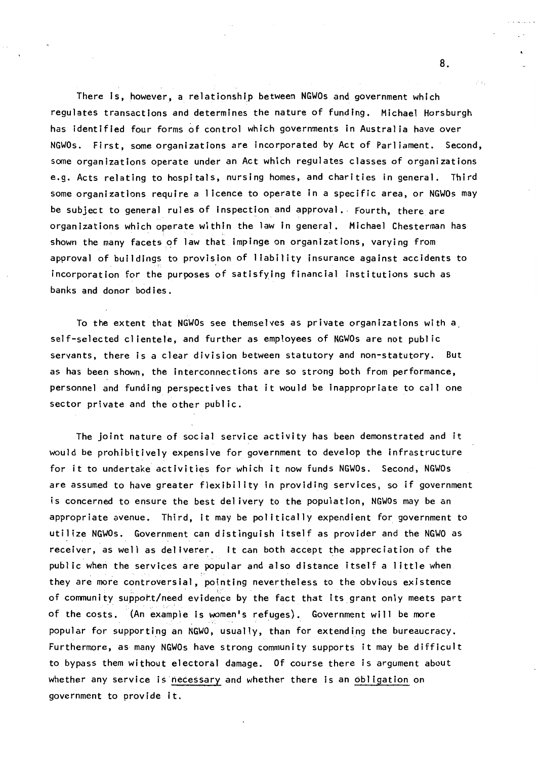There is, however, a relationship between NGWOs and government which regulates transactions and determines the nature of funding. Michael Horsburgh has identified four forms of control which governments in Australia have over NGWOs. First, some organizations are incorporated by Act of Parliament. Second, some organizations operate under an Act which regulates classes of organizations e.g. Acts relating to hospitals, nursing homes, and charities in general. Third some organizations require a licence to operate in a specific area, or NGWOs may be subject to general rules of inspection and approval. Fourth, there are organizations which operate within the law in general. Michael Chesterman has shown the many facets of law that impinge on organizations, varying from approval of buildings to provision of liability insurance against accidents to incorporation for the purposes of satisfying financial institutions such as banks and donor bodies.

To the extent that NGWOs see themselves as private organizations with a self-selected clientele, and further as employees of NGWOs are not public servants, there is a clear division between statutory and non-statutory. But as has been shown, the interconnections are so strong both from performance, personnel and funding perspectives that it would be inappropriate to call one sector private and the other public.

The joint nature of social service activity has been demonstrated and it would be prohibitively expensive for government to develop the infrastructure for it to undertake activities for which it now funds NGWOs. Second, NGWOs are assumed to have greater flexibility in providing services, so if government is concerned to ensure the best delivery to the population, NGWOs may be an appropriate avenue. Third, it may be politically expendient for government to utilize NGWOs. Government can distinguish itself as provider and the NGWO as receiver, as well as deliverer. It can both accept the appreciation of the public when the services are popular and also distance itself a little when they are more controversial, pointing nevertheless to the obvious existence of community support/need evidence by the fact that its grant only meets part of the costs. (An example is women's refuges). Government will be more popular for supporting an NGWO, usually, than for extending the bureaucracy. Furthermore, as many NGWOs have strong community supports it may be difficult to bypass them without electoral damage. Of course there is argument about whether any service is necessary and whether there is an obligation on government to provide it.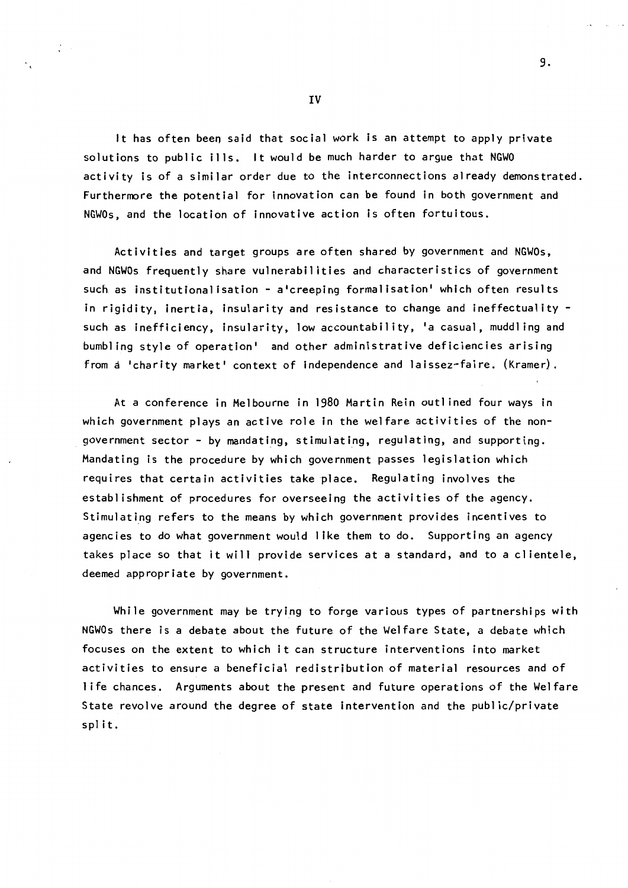## IV

It has often been said that social work is an attempt to apply private solutions to public ills. It would be much harder to argue that NGWO activity is of a similar order due to the interconnections already demonstrated. Furthermore the potential for innovation can be found in both government and NGWOs, and the location of innovative action is often fortuitous.

Activities and target groups are often shared by government and NGWOs, and NGWOs frequently share vulnerabilities and characteristics of government such as institutionalisation - a'creeping formalisation' which often results in rigidity, inertia, insularity and resistance to change and ineffectuality - such as inefficiency, insularity, low accountability, 'a casual, muddling and bumbling style of operation' and other administrative deficiencies arising from a 'charity market' context of independence and laissez-faire. (Kramer).

At a conference in Melbourne in 1980 Martin Rein outlined four ways in which government plays an active role in the welfare activities of the non-government sector - by mandating, stimulating, regulating, and supporting. Mandating is the procedure by which government passes legislation which requires that certain activities take place. Regulating involves the establishment of procedures for overseeing the activities of the agency. Stimulating refers to the means by which government provides incentives to agencies to do what government would like them to do. Supporting an agency takes place so that it will provide services at a standard, and to a clientele, deemed appropriate by government.

While government may be trying to forge various types of partnerships with NGWOs there is a debate about the future of the Welfare State, a debate which focuses on the extent to which it can structure interventions into market activities to ensure a beneficial redistribution of material resources and of life chances. Arguments about the present and future operations of the Welfare State revolve around the degree of state intervention and the public/private split.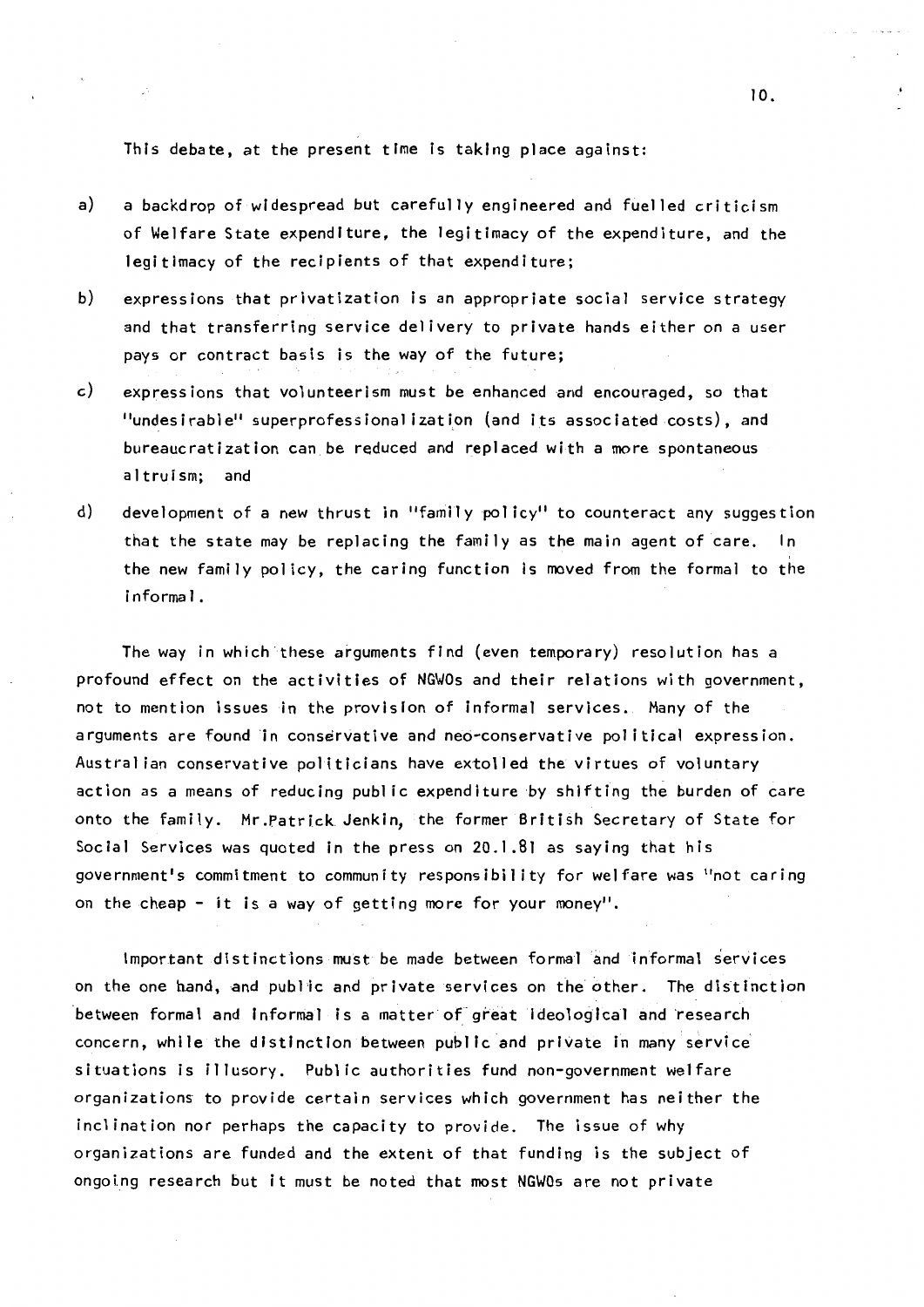This debate, at the present time is taking place against:

a) a backdrop of widespread but carefully engineered and fuelled criticism of Welfare State expenditure, the legitimacy of the expenditure, and the legitimacy of the recipients of that expenditure;

b) expressions that privatization is an appropriate social service strategy and that transferring service delivery to private hands either on a user pays or contract basis is the way of the future;

c) expressions that volunteerism must be enhanced and encouraged, so that "undesirable" superprofessionalization (and its associated costs), and bureaucratization can be reduced and replaced with a more spontaneous altruism; and

d) development of a new thrust in "family policy" to counteract any suggestion that the state may be replacing the family as the main agent of care. In the new family policy, the caring function is moved from the formal to the informal.

The way in which these arguments find (even temporary) resolution has a profound effect on the activities of NGWOs and their relations with government, not to mention issues in the provision of informal services. Many of the arguments are found in conservative and neo-conservative political expression. Australian conservative politicians have extolled the virtues of voluntary action as a means of reducing public expenditure by shifting the burden of care onto the family. Mr. Patrick Jenkin, the former British Secretary of State for Social Services was quoted in the press on 20.1.81 as saying that his government's commitment to community responsibility for welfare was "not caring on the cheap - it is a way of getting more for your money".

Important distinctions must be made between formal and informal services on the one hand, and public and private services on the other. The distinction between formal and informal is a matter of great ideological and research concern, while the distinction between public and private in many service situations is illusory. Public authorities fund non-government welfare organizations to provide certain services which government has neither the inclination nor perhaps the capacity to provide. The issue of why organizations are funded and the extent of that funding is the subject of ongoing research but it must be noted that most NGWOs are not private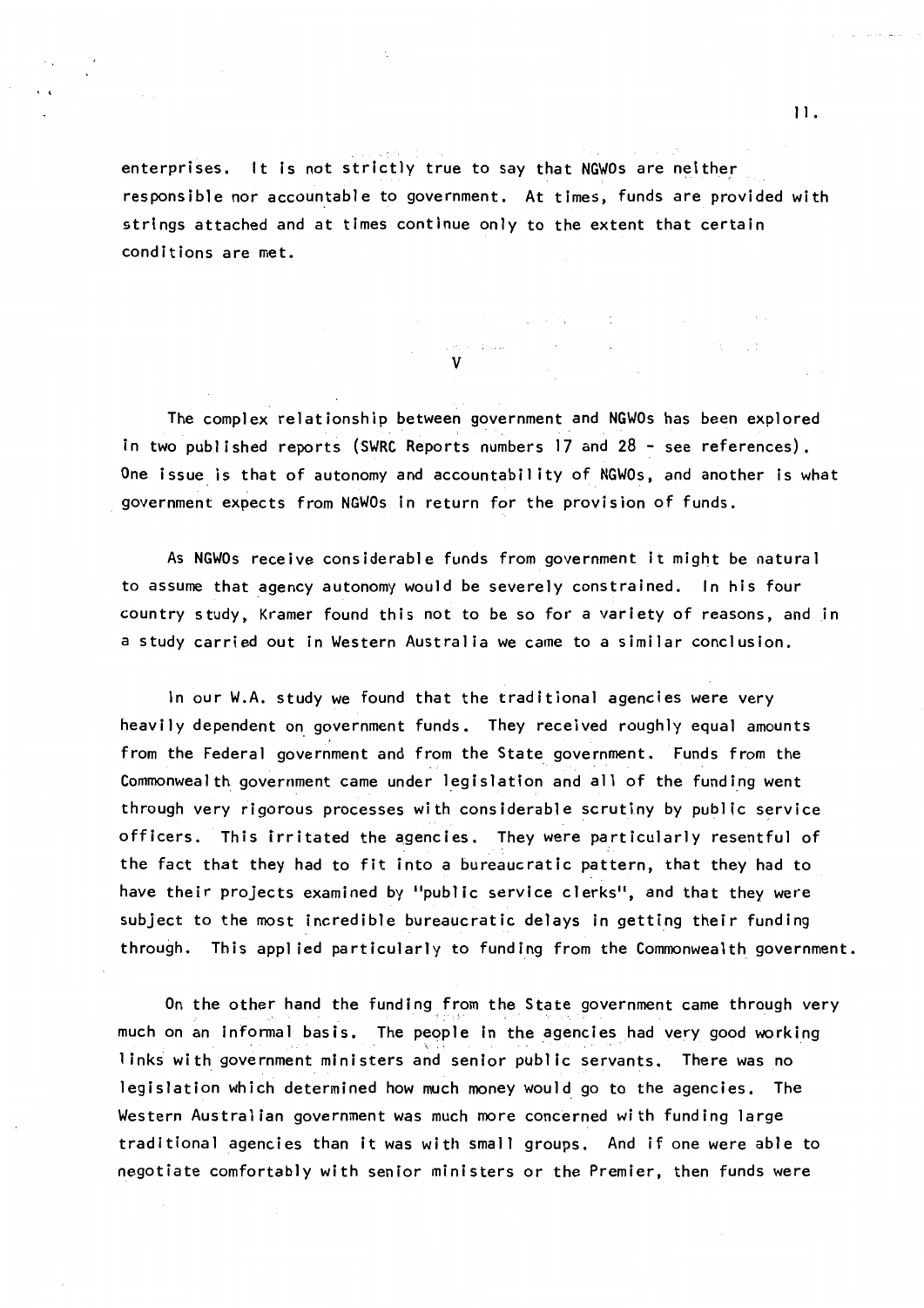enterprises. It is not strictly true to say that NGWOs are neither responsible nor accountable to government. At times, funds are provided with strings attached and at times continue only to the extent that certain conditions are met.

## V

The complex relationship between government and NGWOs has been explored in two published reports (SWRC Reports numbers 17 and 28 - see references). One issue is that of autonomy and accountability of NGWOs, and another is what government expects from NGWOs in return for the provision of funds.

As NGWOs receive considerable funds from government it might be natural to assume that agency autonomy would be severely constrained. In his four country study, Kramer found this not to be so for a variety of reasons, and in a study carried out in Western Australia we came to a similar conclusion.

In our W.A. study we found that the traditional agencies were very heavily dependent on government funds. They received roughly equal amounts from the Federal government and from the State government. Funds from the Commonwealth government came under legislation and all of the funding went through very rigorous processes with considerable scrutiny by public service officers. This irritated the agencies. They were particularly resentful of the fact that they had to fit into a bureaucratic pattern, that they had to have their projects examined by "public service clerks", and that they were subject to the most incredible bureaucratic delays in getting their funding through. This applied particularly to funding from the Commonwealth government.

On the other hand the funding from the State government came through very much on an informal basis. The people in the agencies had very good working links with government ministers and senior public servants. There was no legislation which determined how much money would go to the agencies. The Western Australian government was much more concerned with funding large traditional agencies than it was with small groups. And if one were able to negotiate comfortably with senior ministers or the Premier, then funds were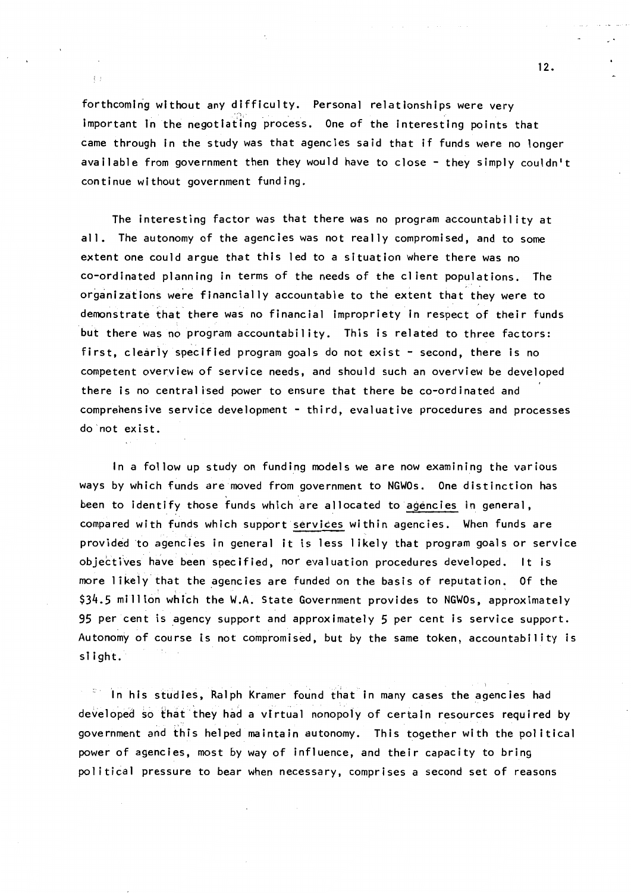forthcoming without any difficulty. Personal relationships were very important in the negotiating process. One of the interesting points that came through in the study was that agencies said that if funds were no longer available from government then they would have to close - they simply couldn't continue without government funding.

The interesting factor was that there was no program accountability at all. The autonomy of the agencies was not really compromised, and to some extent one could argue that this led to a situation where there was no co-ordinated planning in terms of the needs of the client populations. The organizations were financially accountable to the extent that they were to demonstrate that there was no financial impropriety in respect of their funds but there was no program accountability. This is related to three factors: first, clearly specified program goals do not exist - second, there is no competent overview of service needs, and should such an overview be developed there is no centralised power to ensure that there be co-ordinated and comprehensive service development - third, evaluative procedures and processes do not exist.

In a follow up study on funding models we are now examining the various ways by which funds are moved from government to NGWOs. One distinction has been to identify those funds which are allocated to <u>agencies</u> in general, compared with funds which support <u>services</u> within agencies. When funds are provided to agencies in general it is less likely that program goals or service objectives have been specified, nor evaluation procedures developed. It is more likely that the agencies are funded on the basis of reputation. Of the $34.5 million which the W.A. State Government provides to NGWOs, approximately 95 per cent is agency support and approximately 5 per cent is service support. Autonomy of course is not compromised, but by the same token, accountability is slight.

In his studies, Ralph Kramer found that in many cases the agencies had developed so that they had a virtual nonopoly of certain resources required by government and this helped maintain autonomy. This together with the political power of agencies, most by way of influence, and their capacity to bring political pressure to bear when necessary, comprises a second set of reasons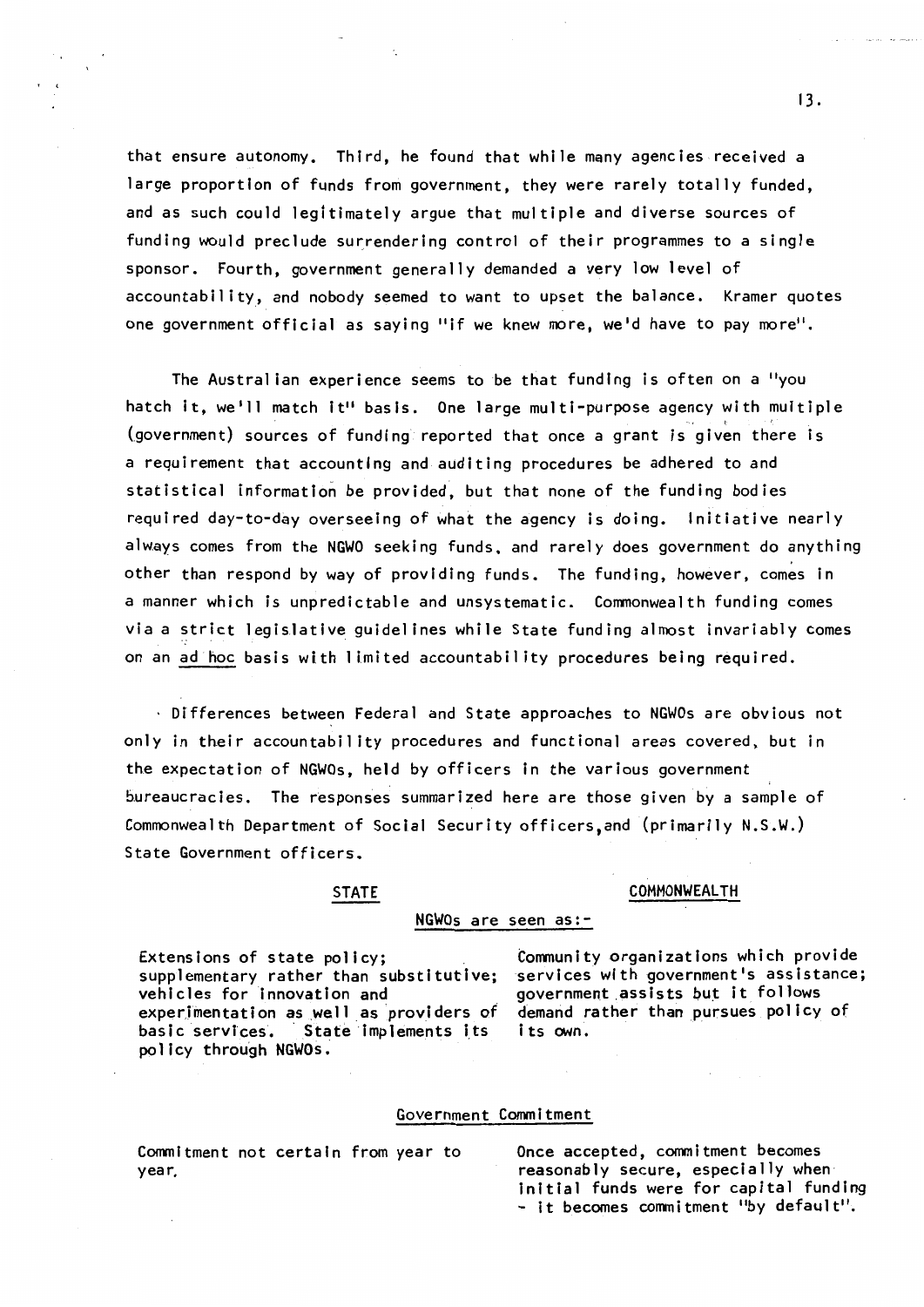that ensure autonomy. Third, he found that while many agencies received a large proportion of funds from government, they were rarely totally funded, and as such could legitimately argue that multiple and diverse sources of funding would preclude surrendering control of their programmes to a single sponsor. Fourth, government generally demanded a very low level of accountability, and nobody seemed to want to upset the balance. Kramer quotes one government official as saying "if we knew more, we'd have to pay more".

The Australian experience seems to be that funding is often on a "you hatch it, we'll match it" basis. One large multi-purpose agency with multiple (government) sources of funding reported that once a grant is given there is a requirement that accounting and auditing procedures be adhered to and statistical information be provided, but that none of the funding bodies required day-to-day overseeing of what the agency is doing. Initiative nearly always comes from the NGWO seeking funds, and rarely does government do anything other than respond by way of providing funds. The funding, however, comes in a manner which is unpredictable and unsystematic. Commonwealth funding comes via a strict legislative guidelines while State funding almost invariably comes on an _ad hoc_ basis with limited accountability procedures being required.

Differences between Federal and State approaches to NGWOs are obvious not only in their accountability procedures and functional areas covered, but in the expectation of NGWOs, held by officers in the various government bureaucracies. The responses summarized here are those given by a sample of Commonwealth Department of Social Security officers, and (primarily N.S.W.) State Government officers.

| STATE | COMMONWEALTH |
|---|---|
| **NGWOs are seen as:-** | |
| Extensions of state policy; supplementary rather than substitutive; vehicles for innovation and experimentation as well as providers of basic services. State implements its policy through NGWOs. | Community organizations which provide services with government's assistance; government assists but it follows demand rather than pursues policy of its own. |
| **Government Commitment** | |
| Commitment not certain from year to year. | Once accepted, commitment becomes reasonably secure, especially when initial funds were for capital funding - it becomes commitment "by default". |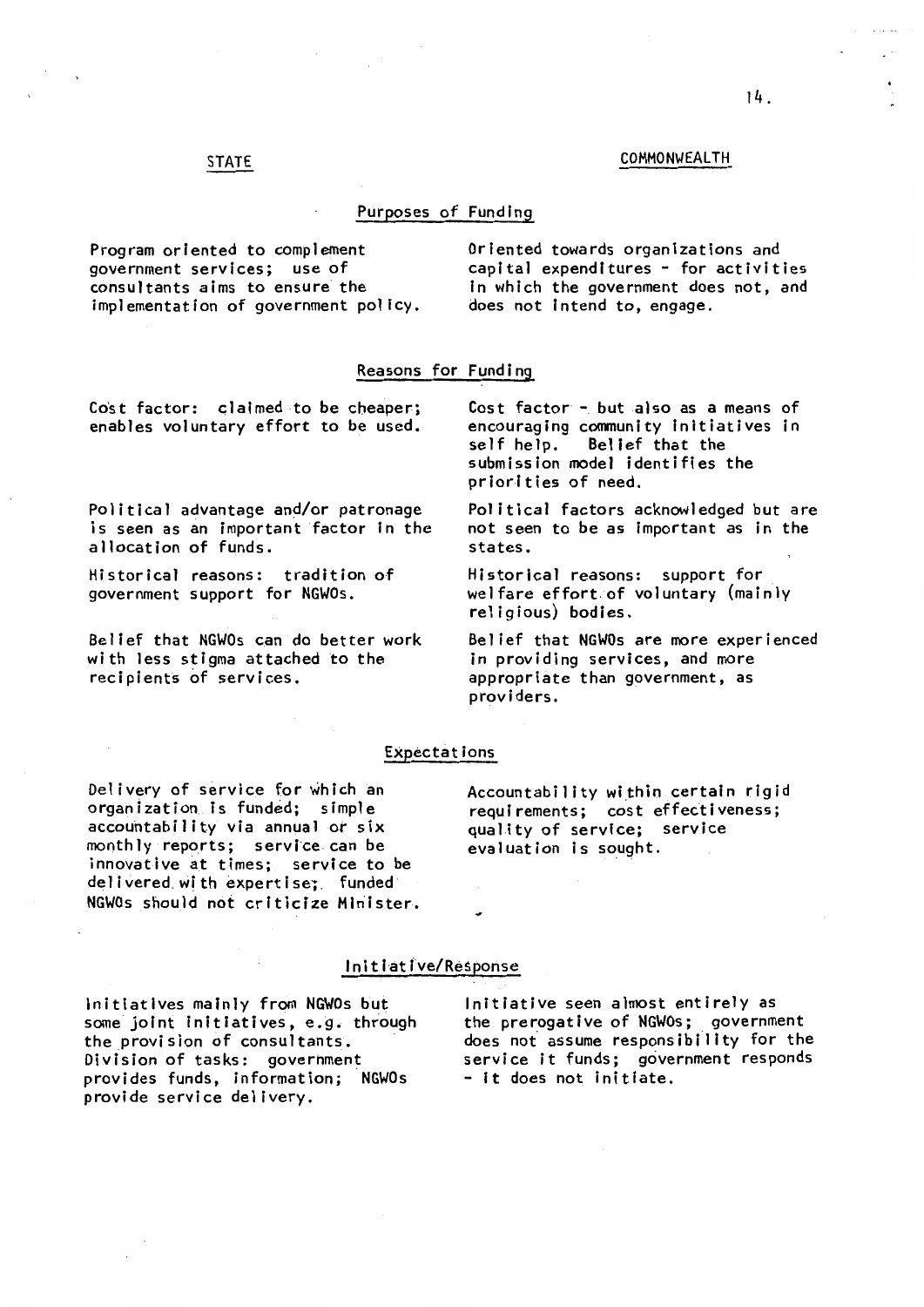| STATE | COMMONWEALTH |
|---|---|
| **Purposes of Funding** | |
| Program oriented to complement government services; use of consultants aims to ensure the implementation of government policy. | Oriented towards organizations and capital expenditures - for activities in which the government does not, and does not intend to, engage. |
| **Reasons for Funding** | |
| Cost factor: claimed to be cheaper; enables voluntary effort to be used. | Cost factor - but also as a means of encouraging community initiatives in self help. Belief that the submission model identifies the priorities of need. |
| Political advantage and/or patronage is seen as an important factor in the allocation of funds. | Political factors acknowledged but are not seen to be as important as in the states. |
| Historical reasons: tradition of government support for NGWOs. | Historical reasons: support for welfare effort of voluntary (mainly religious) bodies. |
| Belief that NGWOs can do better work with less stigma attached to the recipients of services. | Belief that NGWOs are more experienced in providing services, and more appropriate than government, as providers. |
| **Expectations** | |
| Delivery of service for which an organization is funded; simple accountability via annual or six monthly reports; service can be innovative at times; service to be delivered with expertise; funded NGWOs should not criticize Minister. | Accountability within certain rigid requirements; cost effectiveness; quality of service; service evaluation is sought. |
| **Initiative/Response** | |
| Initiatives mainly from NGWOs but some joint initiatives, e.g. through the provision of consultants. Division of tasks: government provides funds, information; NGWOs provide service delivery. | Initiative seen almost entirely as the prerogative of NGWOs; government does not assume responsibility for the service it funds; government responds - it does not initiate. |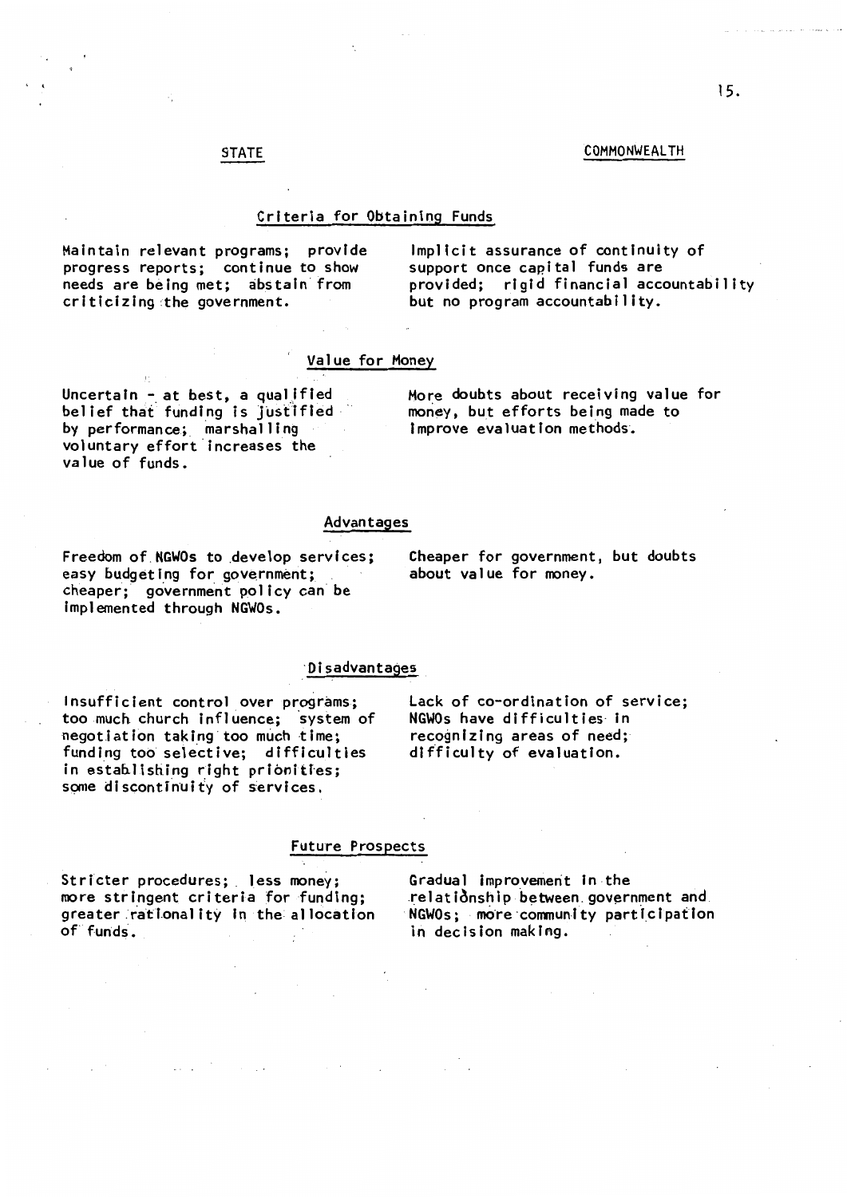| STATE | COMMONWEALTH |
|---|---|
| **Criteria for Obtaining Funds** | |
| Maintain relevant programs; provide progress reports; continue to show needs are being met; abstain from criticizing the government. | Implicit assurance of continuity of support once capital funds are provided; rigid financial accountability but no program accountability. |
| **Value for Money** | |
| Uncertain - at best, a qualified belief that funding is justified by performance; marshalling voluntary effort increases the value of funds. | More doubts about receiving value for money, but efforts being made to improve evaluation methods. |
| **Advantages** | |
| Freedom of NGWOs to develop services; easy budgeting for government; cheaper; government policy can be implemented through NGWOs. | Cheaper for government, but doubts about value for money. |
| **Disadvantages** | |
| Insufficient control over programs; too much church influence; system of negotiation taking too much time; funding too selective; difficulties in establishing right priorities; some discontinuity of services. | Lack of co-ordination of service; NGWOs have difficulties in recognizing areas of need; difficulty of evaluation. |
| **Future Prospects** | |
| Stricter procedures; less money; more stringent criteria for funding; greater rationality in the allocation of funds. | Gradual improvement in the relationship between government and NGWOs; more community participation in decision making. |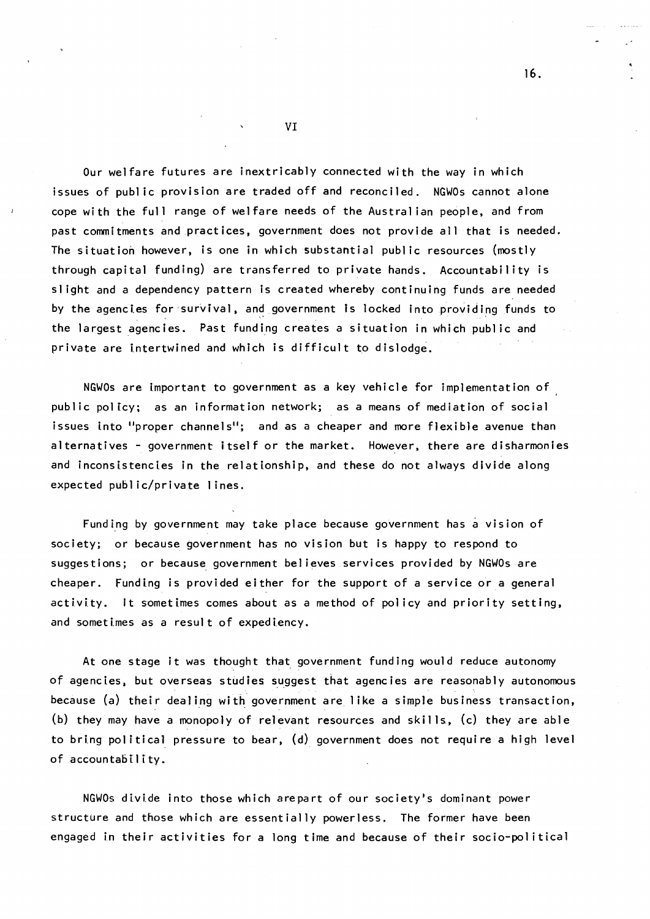## VI

Our welfare futures are inextricably connected with the way in which issues of public provision are traded off and reconciled. NGWOs cannot alone cope with the full range of welfare needs of the Australian people, and from past commitments and practices, government does not provide all that is needed. The situation however, is one in which substantial public resources (mostly through capital funding) are transferred to private hands. Accountability is slight and a dependency pattern is created whereby continuing funds are needed by the agencies for survival, and government is locked into providing funds to the largest agencies. Past funding creates a situation in which public and private are intertwined and which is difficult to dislodge.

NGWOs are important to government as a key vehicle for implementation of public policy; as an information network; as a means of mediation of social issues into "proper channels"; and as a cheaper and more flexible avenue than alternatives - government itself or the market. However, there are disharmonies and inconsistencies in the relationship, and these do not always divide along expected public/private lines.

Funding by government may take place because government has a vision of society; or because government has no vision but is happy to respond to suggestions; or because government believes services provided by NGWOs are cheaper. Funding is provided either for the support of a service or a general activity. It sometimes comes about as a method of policy and priority setting, and sometimes as a result of expediency.

At one stage it was thought that government funding would reduce autonomy of agencies, but overseas studies suggest that agencies are reasonably autonomous because (a) their dealing with government are like a simple business transaction, (b) they may have a monopoly of relevant resources and skills, (c) they are able to bring political pressure to bear, (d) government does not require a high level of accountability.

NGWOs divide into those which arepart of our society's dominant power structure and those which are essentially powerless. The former have been engaged in their activities for a long time and because of their socio-political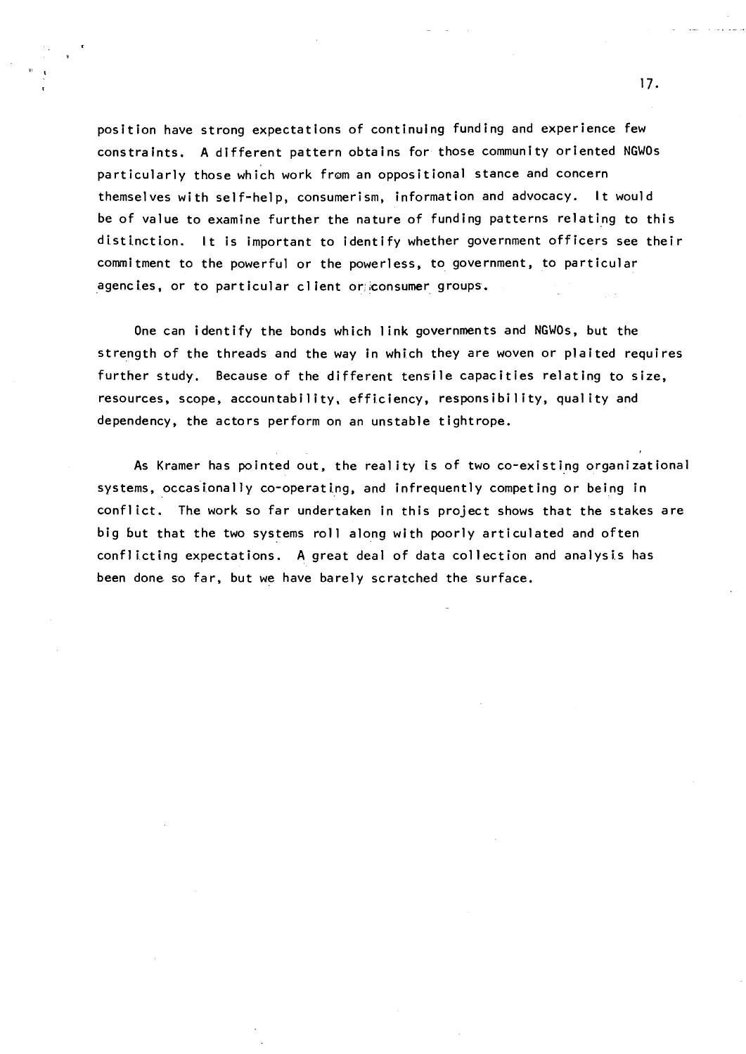position have strong expectations of continuing funding and experience few constraints. A different pattern obtains for those community oriented NGWOs particularly those which work from an oppositional stance and concern themselves with self-help, consumerism, information and advocacy. It would be of value to examine further the nature of funding patterns relating to this distinction. It is important to identify whether government officers see their commitment to the powerful or the powerless, to government, to particular agencies, or to particular client or consumer groups.

One can identify the bonds which link governments and NGWOs, but the strength of the threads and the way in which they are woven or plaited requires further study. Because of the different tensile capacities relating to size, resources, scope, accountability, efficiency, responsibility, quality and dependency, the actors perform on an unstable tightrope.

As Kramer has pointed out, the reality is of two co-existing organizational systems, occasionally co-operating, and infrequently competing or being in conflict. The work so far undertaken in this project shows that the stakes are big but that the two systems roll along with poorly articulated and often conflicting expectations. A great deal of data collection and analysis has been done so far, but we have barely scratched the surface.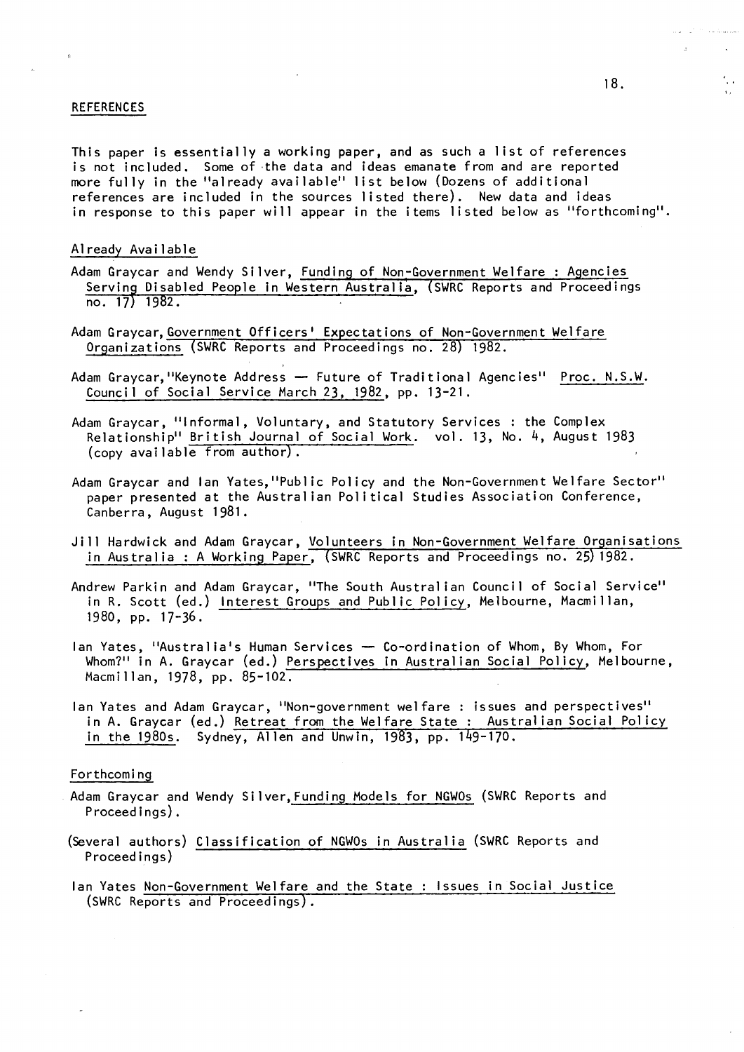## REFERENCES

This paper is essentially a working paper, and as such a list of references is not included. Some of the data and ideas emanate from and are reported more fully in the "already available" list below (Dozens of additional references are included in the sources listed there). New data and ideas in response to this paper will appear in the items listed below as "forthcoming".

### Already Available

Adam Graycar and Wendy Silver, Funding of Non-Government Welfare : Agencies Serving Disabled People in Western Australia, (SWRC Reports and Proceedings no. 17) 1982.

Adam Graycar, Government Officers' Expectations of Non-Government Welfare Organizations (SWRC Reports and Proceedings no. 28) 1982.

Adam Graycar, "Keynote Address — Future of Traditional Agencies" Proc. N.S.W. Council of Social Service March 23, 1982, pp. 13-21.

Adam Graycar, "Informal, Voluntary, and Statutory Services : the Complex Relationship" British Journal of Social Work. vol. 13, No. 4, August 1983 (copy available from author).

Adam Graycar and Ian Yates, "Public Policy and the Non-Government Welfare Sector" paper presented at the Australian Political Studies Association Conference, Canberra, August 1981.

Jill Hardwick and Adam Graycar, Volunteers in Non-Government Welfare Organisations in Australia : A Working Paper, (SWRC Reports and Proceedings no. 25) 1982.

Andrew Parkin and Adam Graycar, "The South Australian Council of Social Service" in R. Scott (ed.) Interest Groups and Public Policy, Melbourne, Macmillan, 1980, pp. 17-36.

Ian Yates, "Australia's Human Services — Co-ordination of Whom, By Whom, For Whom?" in A. Graycar (ed.) Perspectives in Australian Social Policy, Melbourne, Macmillan, 1978, pp. 85-102.

Ian Yates and Adam Graycar, "Non-government welfare : issues and perspectives" in A. Graycar (ed.) Retreat from the Welfare State : Australian Social Policy in the 1980s. Sydney, Allen and Unwin, 1983, pp. 149-170.

### Forthcoming

Adam Graycar and Wendy Silver, Funding Models for NGWOs (SWRC Reports and Proceedings).

(Several authors) Classification of NGWOs in Australia (SWRC Reports and Proceedings)

Ian Yates Non-Government Welfare and the State : Issues in Social Justice (SWRC Reports and Proceedings).